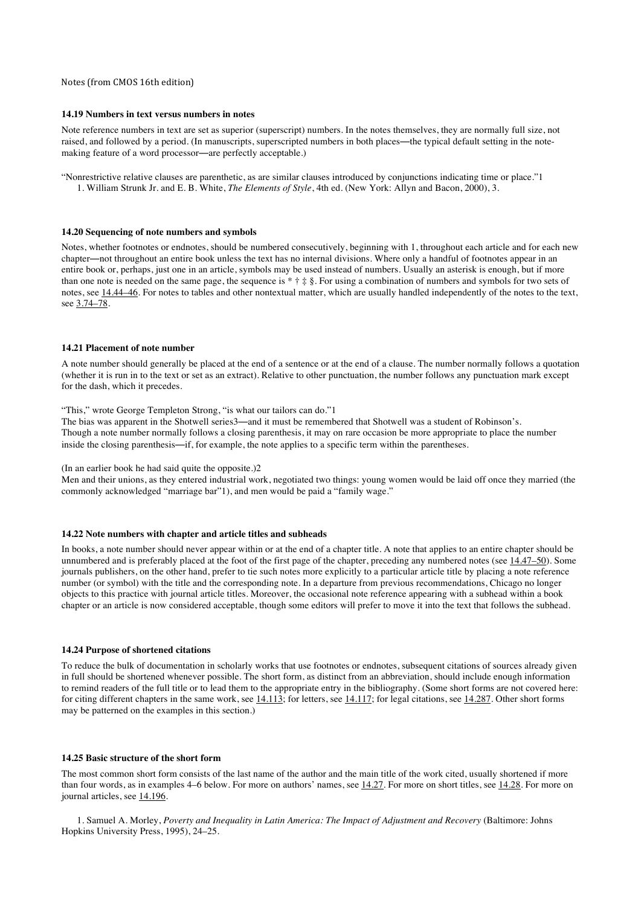Notes (from CMOS 16th edition)

### 14.19 Numbers in text versus numbers in notes

Note reference numbers in text are set as superior (superscript) numbers. In the notes themselves, they are normally full size, not raised, and followed by a period. (In manuscripts, superscripted numbers in both places—the typical default setting in the note-making feature of a word processor—are perfectly acceptable.)

"Nonrestrictive relative clauses are parenthetic, as are similar clauses introduced by conjunctions indicating time or place."[1]

1. William Strunk Jr. and E. B. White, *The Elements of Style*, 4th ed. (New York: Allyn and Bacon, 2000), 3.

### 14.20 Sequencing of note numbers and symbols

Notes, whether footnotes or endnotes, should be numbered consecutively, beginning with 1, throughout each article and for each new chapter—not throughout an entire book unless the text has no internal divisions. Where only a handful of footnotes appear in an entire book or, perhaps, just one in an article, symbols may be used instead of numbers. Usually an asterisk is enough, but if more than one note is needed on the same page, the sequence is * † ‡ §. For using a combination of numbers and symbols for two sets of notes, see 14.44–46. For notes to tables and other nontextual matter, which are usually handled independently of the notes to the text, see 3.74–78.

### 14.21 Placement of note number

A note number should generally be placed at the end of a sentence or at the end of a clause. The number normally follows a quotation (whether it is run in to the text or set as an extract). Relative to other punctuation, the number follows any punctuation mark except for the dash, which it precedes.

"This," wrote George Templeton Strong, "is what our tailors can do."[1]

The bias was apparent in the Shotwell series[3]—and it must be remembered that Shotwell was a student of Robinson's.

Though a note number normally follows a closing parenthesis, it may on rare occasion be more appropriate to place the number inside the closing parenthesis—if, for example, the note applies to a specific term within the parentheses.

(In an earlier book he had said quite the opposite.)[2]

Men and their unions, as they entered industrial work, negotiated two things: young women would be laid off once they married (the commonly acknowledged "marriage bar"[1]), and men would be paid a "family wage."

### 14.22 Note numbers with chapter and article titles and subheads

In books, a note number should never appear within or at the end of a chapter title. A note that applies to an entire chapter should be unnumbered and is preferably placed at the foot of the first page of the chapter, preceding any numbered notes (see 14.47–50). Some journals publishers, on the other hand, prefer to tie such notes more explicitly to a particular article title by placing a note reference number (or symbol) with the title and the corresponding note. In a departure from previous recommendations, Chicago no longer objects to this practice with journal article titles. Moreover, the occasional note reference appearing with a subhead within a book chapter or an article is now considered acceptable, though some editors will prefer to move it into the text that follows the subhead.

### 14.24 Purpose of shortened citations

To reduce the bulk of documentation in scholarly works that use footnotes or endnotes, subsequent citations of sources already given in full should be shortened whenever possible. The short form, as distinct from an abbreviation, should include enough information to remind readers of the full title or to lead them to the appropriate entry in the bibliography. (Some short forms are not covered here: for citing different chapters in the same work, see 14.113; for letters, see 14.117; for legal citations, see 14.287. Other short forms may be patterned on the examples in this section.)

### 14.25 Basic structure of the short form

The most common short form consists of the last name of the author and the main title of the work cited, usually shortened if more than four words, as in examples 4–6 below. For more on authors' names, see 14.27. For more on short titles, see 14.28. For more on journal articles, see 14.196.

1. Samuel A. Morley, *Poverty and Inequality in Latin America: The Impact of Adjustment and Recovery* (Baltimore: Johns Hopkins University Press, 1995), 24–25.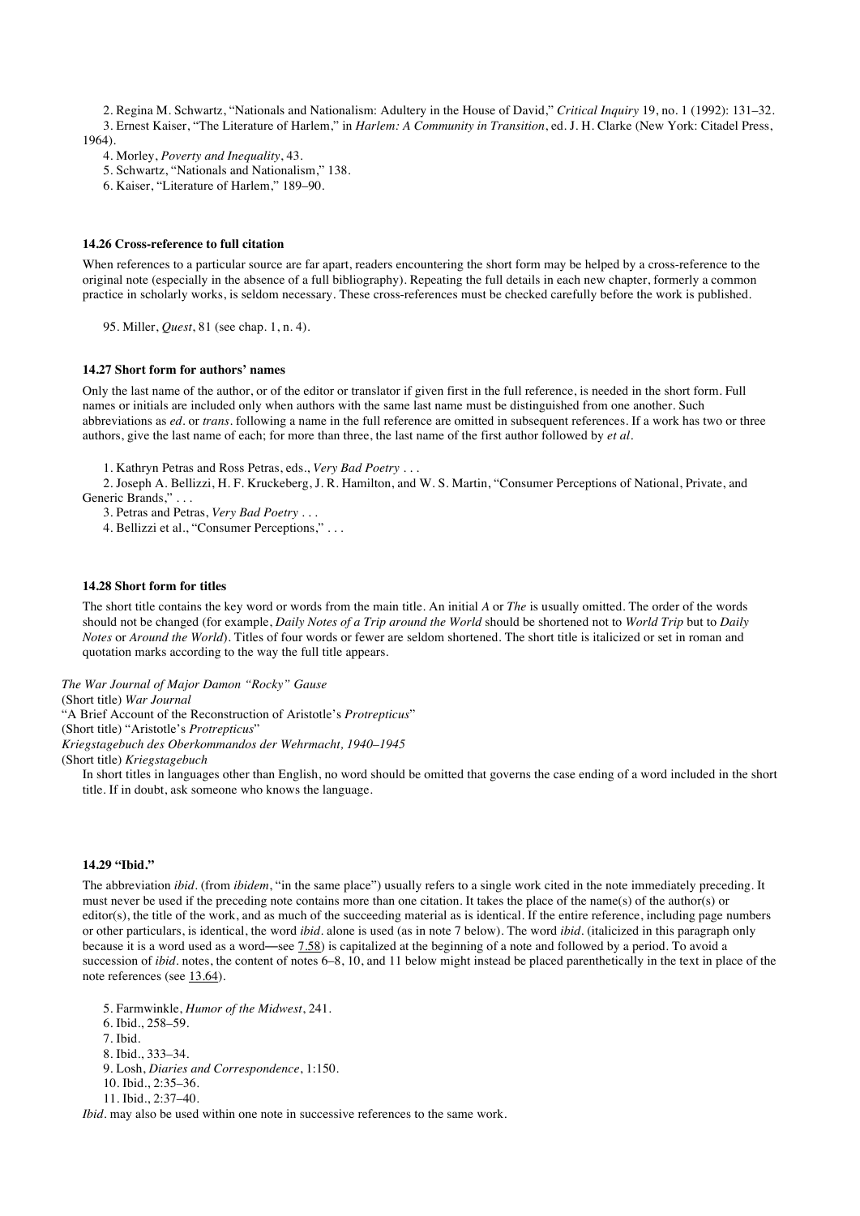2. Regina M. Schwartz, “Nationals and Nationalism: Adultery in the House of David,” *Critical Inquiry* 19, no. 1 (1992): 131–32.

3. Ernest Kaiser, “The Literature of Harlem,” in *Harlem: A Community in Transition*, ed. J. H. Clarke (New York: Citadel Press, 1964).

4. Morley, *Poverty and Inequality*, 43.

5. Schwartz, “Nationals and Nationalism,” 138.

6. Kaiser, “Literature of Harlem,” 189–90.

**14.26 Cross-reference to full citation**

When references to a particular source are far apart, readers encountering the short form may be helped by a cross-reference to the original note (especially in the absence of a full bibliography). Repeating the full details in each new chapter, formerly a common practice in scholarly works, is seldom necessary. These cross-references must be checked carefully before the work is published.

95. Miller, *Quest*, 81 (see chap. 1, n. 4).

**14.27 Short form for authors' names**

Only the last name of the author, or of the editor or translator if given first in the full reference, is needed in the short form. Full names or initials are included only when authors with the same last name must be distinguished from one another. Such abbreviations as *ed.* or *trans.* following a name in the full reference are omitted in subsequent references. If a work has two or three authors, give the last name of each; for more than three, the last name of the first author followed by *et al.*

1. Kathryn Petras and Ross Petras, eds., *Very Bad Poetry* . . .

2. Joseph A. Bellizzi, H. F. Kruckeberg, J. R. Hamilton, and W. S. Martin, “Consumer Perceptions of National, Private, and Generic Brands,” . . .

3. Petras and Petras, *Very Bad Poetry* . . .

4. Bellizzi et al., “Consumer Perceptions,” . . .

**14.28 Short form for titles**

The short title contains the key word or words from the main title. An initial *A* or *The* is usually omitted. The order of the words should not be changed (for example, *Daily Notes of a Trip around the World* should be shortened not to *World Trip* but to *Daily Notes* or *Around the World*). Titles of four words or fewer are seldom shortened. The short title is italicized or set in roman and quotation marks according to the way the full title appears.

*The War Journal of Major Damon “Rocky” Gause*
(Short title) *War Journal*
“A Brief Account of the Reconstruction of Aristotle's *Protrepticus*”
(Short title) “Aristotle's *Protrepticus*”
*Kriegstagebuch des Oberkommandos der Wehrmacht, 1940–1945*
(Short title) *Kriegstagebuch*

In short titles in languages other than English, no word should be omitted that governs the case ending of a word included in the short title. If in doubt, ask someone who knows the language.

**14.29 “Ibid.”**

The abbreviation *ibid.* (from *ibidem*, “in the same place”) usually refers to a single work cited in the note immediately preceding. It must never be used if the preceding note contains more than one citation. It takes the place of the name(s) of the author(s) or editor(s), the title of the work, and as much of the succeeding material as is identical. If the entire reference, including page numbers or other particulars, is identical, the word *ibid.* alone is used (as in note 7 below). The word *ibid.* (italicized in this paragraph only because it is a word used as a word—see 7.58) is capitalized at the beginning of a note and followed by a period. To avoid a succession of *ibid.* notes, the content of notes 6–8, 10, and 11 below might instead be placed parenthetically in the text in place of the note references (see 13.64).

5. Farmwinkle, *Humor of the Midwest*, 241.

6. Ibid., 258–59.

7. Ibid.

8. Ibid., 333–34.

9. Losh, *Diaries and Correspondence*, 1:150.

10. Ibid., 2:35–36.

11. Ibid., 2:37–40.

*Ibid.* may also be used within one note in successive references to the same work.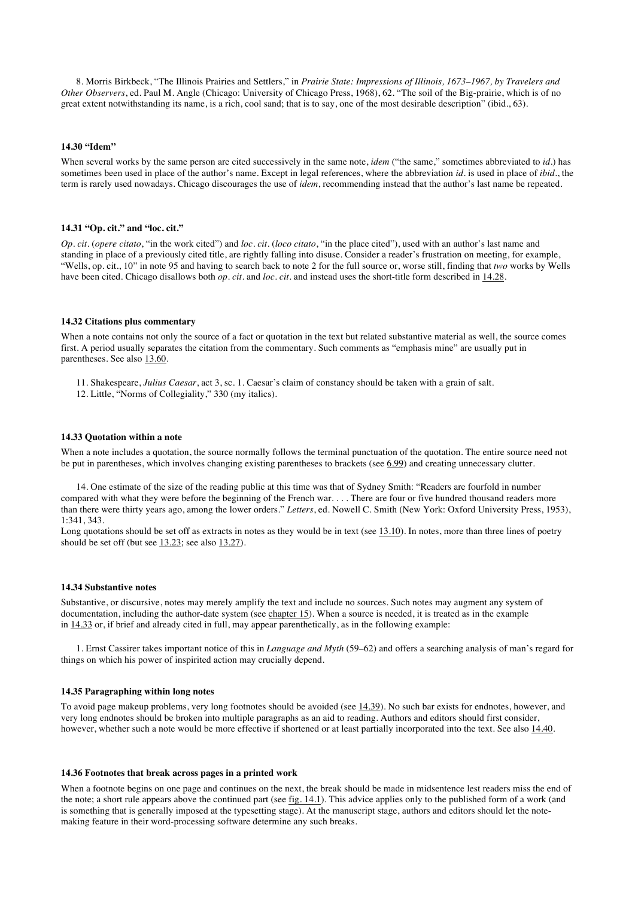8. Morris Birkbeck, "The Illinois Prairies and Settlers," in *Prairie State: Impressions of Illinois, 1673–1967, by Travelers and Other Observers*, ed. Paul M. Angle (Chicago: University of Chicago Press, 1968), 62. "The soil of the Big-prairie, which is of no great extent notwithstanding its name, is a rich, cool sand; that is to say, one of the most desirable description" (ibid., 63).

#### 14.30 "Idem"

When several works by the same person are cited successively in the same note, *idem* ("the same," sometimes abbreviated to *id.*) has sometimes been used in place of the author's name. Except in legal references, where the abbreviation *id.* is used in place of *ibid.*, the term is rarely used nowadays. Chicago discourages the use of *idem*, recommending instead that the author's last name be repeated.

#### 14.31 "Op. cit." and "loc. cit."

*Op. cit.* (*opere citato*, "in the work cited") and *loc. cit.* (*loco citato*, "in the place cited"), used with an author's last name and standing in place of a previously cited title, are rightly falling into disuse. Consider a reader's frustration on meeting, for example, "Wells, op. cit., 10" in note 95 and having to search back to note 2 for the full source or, worse still, finding that *two* works by Wells have been cited. Chicago disallows both *op. cit.* and *loc. cit.* and instead uses the short-title form described in 14.28.

#### 14.32 Citations plus commentary

When a note contains not only the source of a fact or quotation in the text but related substantive material as well, the source comes first. A period usually separates the citation from the commentary. Such comments as "emphasis mine" are usually put in parentheses. See also 13.60.

11. Shakespeare, *Julius Caesar*, act 3, sc. 1. Caesar's claim of constancy should be taken with a grain of salt.
12. Little, "Norms of Collegiality," 330 (my italics).

#### 14.33 Quotation within a note

When a note includes a quotation, the source normally follows the terminal punctuation of the quotation. The entire source need not be put in parentheses, which involves changing existing parentheses to brackets (see 6.99) and creating unnecessary clutter.

14. One estimate of the size of the reading public at this time was that of Sydney Smith: "Readers are fourfold in number compared with what they were before the beginning of the French war. . . . There are four or five hundred thousand readers more than there were thirty years ago, among the lower orders." *Letters*, ed. Nowell C. Smith (New York: Oxford University Press, 1953), 1:341, 343.

Long quotations should be set off as extracts in notes as they would be in text (see 13.10). In notes, more than three lines of poetry should be set off (but see 13.23; see also 13.27).

#### 14.34 Substantive notes

Substantive, or discursive, notes may merely amplify the text and include no sources. Such notes may augment any system of documentation, including the author-date system (see chapter 15). When a source is needed, it is treated as in the example in 14.33 or, if brief and already cited in full, may appear parenthetically, as in the following example:

1. Ernst Cassirer takes important notice of this in *Language and Myth* (59–62) and offers a searching analysis of man's regard for things on which his power of inspirited action may crucially depend.

#### 14.35 Paragraphing within long notes

To avoid page makeup problems, very long footnotes should be avoided (see 14.39). No such bar exists for endnotes, however, and very long endnotes should be broken into multiple paragraphs as an aid to reading. Authors and editors should first consider, however, whether such a note would be more effective if shortened or at least partially incorporated into the text. See also 14.40.

#### 14.36 Footnotes that break across pages in a printed work

When a footnote begins on one page and continues on the next, the break should be made in midsentence lest readers miss the end of the note; a short rule appears above the continued part (see fig. 14.1). This advice applies only to the published form of a work (and is something that is generally imposed at the typesetting stage). At the manuscript stage, authors and editors should let the note-making feature in their word-processing software determine any such breaks.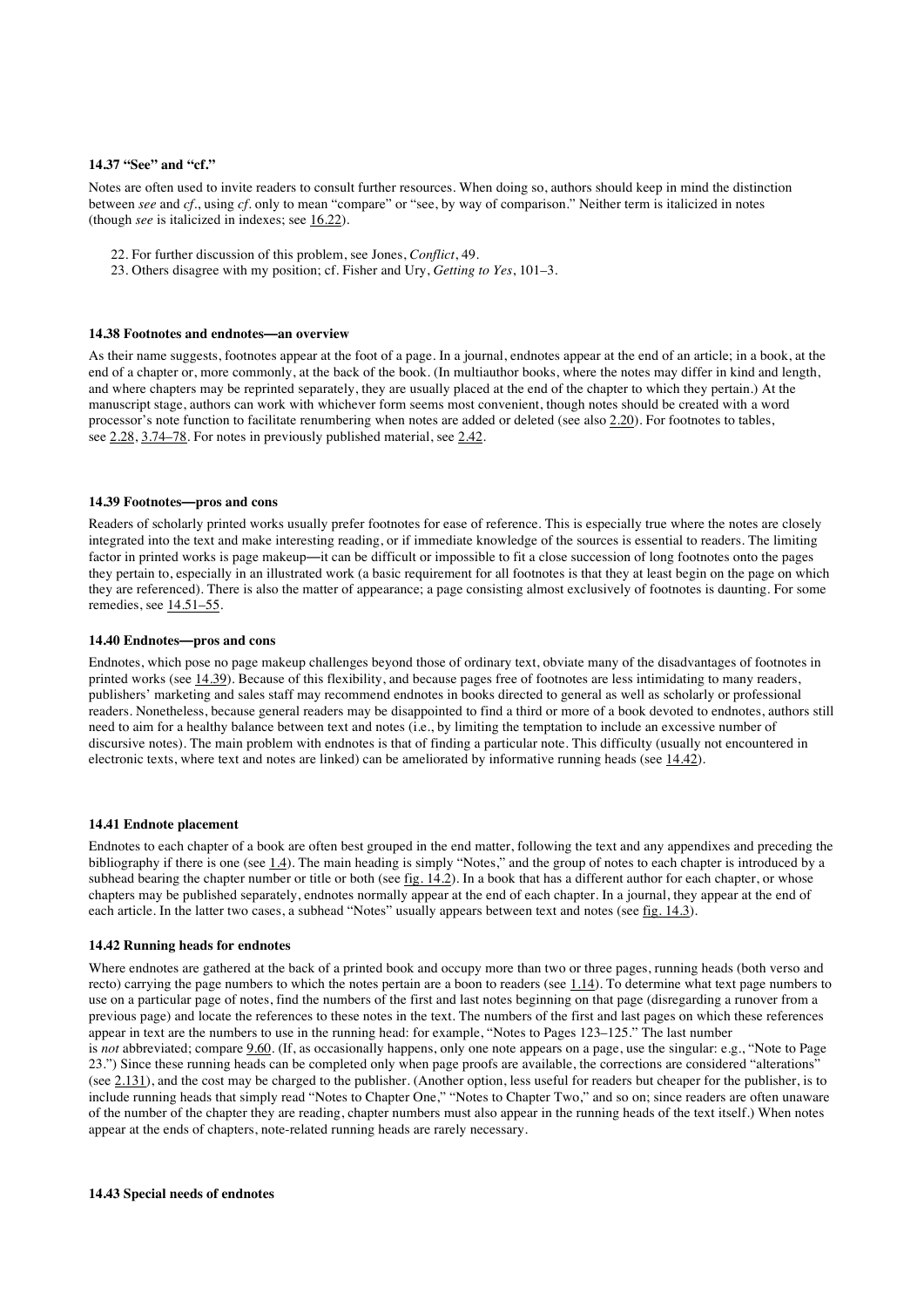### 14.37 "See" and "cf."

Notes are often used to invite readers to consult further resources. When doing so, authors should keep in mind the distinction between *see* and *cf.*, using *cf.* only to mean "compare" or "see, by way of comparison." Neither term is italicized in notes (though *see* is italicized in indexes; see 16.22).

> 22. For further discussion of this problem, see Jones, *Conflict*, 49.
> 23. Others disagree with my position; cf. Fisher and Ury, *Getting to Yes*, 101–3.

### 14.38 Footnotes and endnotes—an overview

As their name suggests, footnotes appear at the foot of a page. In a journal, endnotes appear at the end of an article; in a book, at the end of a chapter or, more commonly, at the back of the book. (In multiauthor books, where the notes may differ in kind and length, and where chapters may be reprinted separately, they are usually placed at the end of the chapter to which they pertain.) At the manuscript stage, authors can work with whichever form seems most convenient, though notes should be created with a word processor's note function to facilitate renumbering when notes are added or deleted (see also 2.20). For footnotes to tables, see 2.28, 3.74–78. For notes in previously published material, see 2.42.

### 14.39 Footnotes—pros and cons

Readers of scholarly printed works usually prefer footnotes for ease of reference. This is especially true where the notes are closely integrated into the text and make interesting reading, or if immediate knowledge of the sources is essential to readers. The limiting factor in printed works is page makeup—it can be difficult or impossible to fit a close succession of long footnotes onto the pages they pertain to, especially in an illustrated work (a basic requirement for all footnotes is that they at least begin on the page on which they are referenced). There is also the matter of appearance; a page consisting almost exclusively of footnotes is daunting. For some remedies, see 14.51–55.

### 14.40 Endnotes—pros and cons

Endnotes, which pose no page makeup challenges beyond those of ordinary text, obviate many of the disadvantages of footnotes in printed works (see 14.39). Because of this flexibility, and because pages free of footnotes are less intimidating to many readers, publishers' marketing and sales staff may recommend endnotes in books directed to general as well as scholarly or professional readers. Nonetheless, because general readers may be disappointed to find a third or more of a book devoted to endnotes, authors still need to aim for a healthy balance between text and notes (i.e., by limiting the temptation to include an excessive number of discursive notes). The main problem with endnotes is that of finding a particular note. This difficulty (usually not encountered in electronic texts, where text and notes are linked) can be ameliorated by informative running heads (see 14.42).

### 14.41 Endnote placement

Endnotes to each chapter of a book are often best grouped in the end matter, following the text and any appendixes and preceding the bibliography if there is one (see 1.4). The main heading is simply "Notes," and the group of notes to each chapter is introduced by a subhead bearing the chapter number or title or both (see fig. 14.2). In a book that has a different author for each chapter, or whose chapters may be published separately, endnotes normally appear at the end of each chapter. In a journal, they appear at the end of each article. In the latter two cases, a subhead "Notes" usually appears between text and notes (see fig. 14.3).

### 14.42 Running heads for endnotes

Where endnotes are gathered at the back of a printed book and occupy more than two or three pages, running heads (both verso and recto) carrying the page numbers to which the notes pertain are a boon to readers (see 1.14). To determine what text page numbers to use on a particular page of notes, find the numbers of the first and last notes beginning on that page (disregarding a runover from a previous page) and locate the references to these notes in the text. The numbers of the first and last pages on which these references appear in text are the numbers to use in the running head: for example, "Notes to Pages 123–125." The last number is *not* abbreviated; compare 9.60. (If, as occasionally happens, only one note appears on a page, use the singular: e.g., "Note to Page 23.") Since these running heads can be completed only when page proofs are available, the corrections are considered "alterations" (see 2.131), and the cost may be charged to the publisher. (Another option, less useful for readers but cheaper for the publisher, is to include running heads that simply read "Notes to Chapter One," "Notes to Chapter Two," and so on; since readers are often unaware of the number of the chapter they are reading, chapter numbers must also appear in the running heads of the text itself.) When notes appear at the ends of chapters, note-related running heads are rarely necessary.

### 14.43 Special needs of endnotes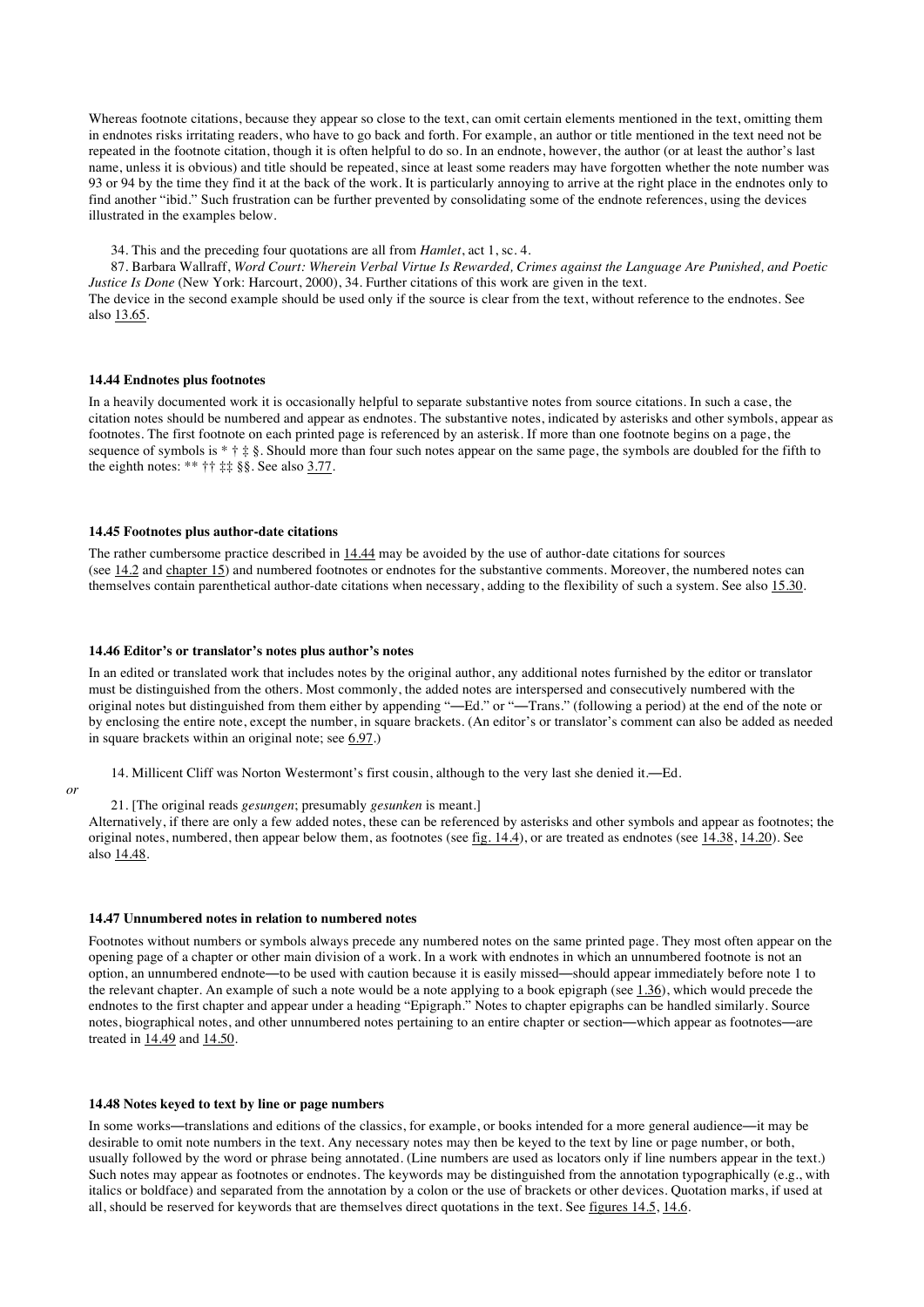Whereas footnote citations, because they appear so close to the text, can omit certain elements mentioned in the text, omitting them in endnotes risks irritating readers, who have to go back and forth. For example, an author or title mentioned in the text need not be repeated in the footnote citation, though it is often helpful to do so. In an endnote, however, the author (or at least the author's last name, unless it is obvious) and title should be repeated, since at least some readers may have forgotten whether the note number was 93 or 94 by the time they find it at the back of the work. It is particularly annoying to arrive at the right place in the endnotes only to find another "ibid." Such frustration can be further prevented by consolidating some of the endnote references, using the devices illustrated in the examples below.

34. This and the preceding four quotations are all from *Hamlet*, act 1, sc. 4.

87. Barbara Wallraff, *Word Court: Wherein Verbal Virtue Is Rewarded, Crimes against the Language Are Punished, and Poetic Justice Is Done* (New York: Harcourt, 2000), 34. Further citations of this work are given in the text.

The device in the second example should be used only if the source is clear from the text, without reference to the endnotes. See also 13.65.

#### 14.44 Endnotes plus footnotes

In a heavily documented work it is occasionally helpful to separate substantive notes from source citations. In such a case, the citation notes should be numbered and appear as endnotes. The substantive notes, indicated by asterisks and other symbols, appear as footnotes. The first footnote on each printed page is referenced by an asterisk. If more than one footnote begins on a page, the sequence of symbols is * † ‡ §. Should more than four such notes appear on the same page, the symbols are doubled for the fifth to the eighth notes: ** †† ‡‡ §§. See also 3.77.

#### 14.45 Footnotes plus author-date citations

The rather cumbersome practice described in 14.44 may be avoided by the use of author-date citations for sources (see 14.2 and chapter 15) and numbered footnotes or endnotes for the substantive comments. Moreover, the numbered notes can themselves contain parenthetical author-date citations when necessary, adding to the flexibility of such a system. See also 15.30.

#### 14.46 Editor's or translator's notes plus author's notes

In an edited or translated work that includes notes by the original author, any additional notes furnished by the editor or translator must be distinguished from the others. Most commonly, the added notes are interspersed and consecutively numbered with the original notes but distinguished from them either by appending "—Ed." or "—Trans." (following a period) at the end of the note or by enclosing the entire note, except the number, in square brackets. (An editor's or translator's comment can also be added as needed in square brackets within an original note; see 6.97.)

14. Millicent Cliff was Norton Westermont's first cousin, although to the very last she denied it.—Ed.

*or*

21. [The original reads *gesungen*; presumably *gesunken* is meant.]

Alternatively, if there are only a few added notes, these can be referenced by asterisks and other symbols and appear as footnotes; the original notes, numbered, then appear below them, as footnotes (see fig. 14.4), or are treated as endnotes (see 14.38, 14.20). See also 14.48.

#### 14.47 Unnumbered notes in relation to numbered notes

Footnotes without numbers or symbols always precede any numbered notes on the same printed page. They most often appear on the opening page of a chapter or other main division of a work. In a work with endnotes in which an unnumbered footnote is not an option, an unnumbered endnote—to be used with caution because it is easily missed—should appear immediately before note 1 to the relevant chapter. An example of such a note would be a note applying to a book epigraph (see 1.36), which would precede the endnotes to the first chapter and appear under a heading "Epigraph." Notes to chapter epigraphs can be handled similarly. Source notes, biographical notes, and other unnumbered notes pertaining to an entire chapter or section—which appear as footnotes—are treated in 14.49 and 14.50.

#### 14.48 Notes keyed to text by line or page numbers

In some works—translations and editions of the classics, for example, or books intended for a more general audience—it may be desirable to omit note numbers in the text. Any necessary notes may then be keyed to the text by line or page number, or both, usually followed by the word or phrase being annotated. (Line numbers are used as locators only if line numbers appear in the text.) Such notes may appear as footnotes or endnotes. The keywords may be distinguished from the annotation typographically (e.g., with italics or boldface) and separated from the annotation by a colon or the use of brackets or other devices. Quotation marks, if used at all, should be reserved for keywords that are themselves direct quotations in the text. See figures 14.5, 14.6.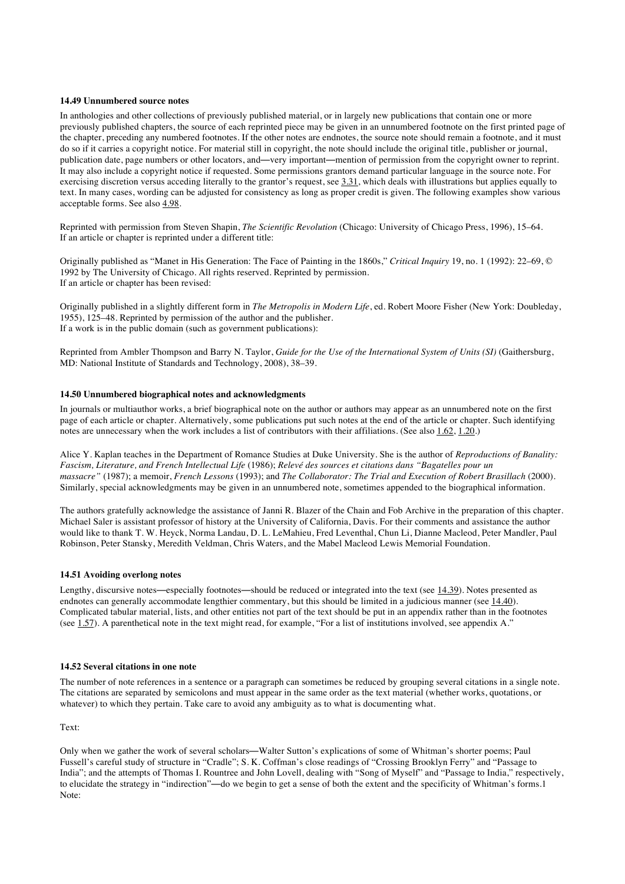### 14.49 Unnumbered source notes

In anthologies and other collections of previously published material, or in largely new publications that contain one or more previously published chapters, the source of each reprinted piece may be given in an unnumbered footnote on the first printed page of the chapter, preceding any numbered footnotes. If the other notes are endnotes, the source note should remain a footnote, and it must do so if it carries a copyright notice. For material still in copyright, the note should include the original title, publisher or journal, publication date, page numbers or other locators, and—very important—mention of permission from the copyright owner to reprint. It may also include a copyright notice if requested. Some permissions grantors demand particular language in the source note. For exercising discretion versus acceding literally to the grantor's request, see 3.31, which deals with illustrations but applies equally to text. In many cases, wording can be adjusted for consistency as long as proper credit is given. The following examples show various acceptable forms. See also 4.98.

Reprinted with permission from Steven Shapin, *The Scientific Revolution* (Chicago: University of Chicago Press, 1996), 15–64.
If an article or chapter is reprinted under a different title:

Originally published as "Manet in His Generation: The Face of Painting in the 1860s," *Critical Inquiry* 19, no. 1 (1992): 22–69, © 1992 by The University of Chicago. All rights reserved. Reprinted by permission.
If an article or chapter has been revised:

Originally published in a slightly different form in *The Metropolis in Modern Life*, ed. Robert Moore Fisher (New York: Doubleday, 1955), 125–48. Reprinted by permission of the author and the publisher.
If a work is in the public domain (such as government publications):

Reprinted from Ambler Thompson and Barry N. Taylor, *Guide for the Use of the International System of Units (SI)* (Gaithersburg, MD: National Institute of Standards and Technology, 2008), 38–39.

### 14.50 Unnumbered biographical notes and acknowledgments

In journals or multiauthor works, a brief biographical note on the author or authors may appear as an unnumbered note on the first page of each article or chapter. Alternatively, some publications put such notes at the end of the article or chapter. Such identifying notes are unnecessary when the work includes a list of contributors with their affiliations. (See also 1.62, 1.20.)

Alice Y. Kaplan teaches in the Department of Romance Studies at Duke University. She is the author of *Reproductions of Banality: Fascism, Literature, and French Intellectual Life* (1986); *Relevé des sources et citations dans "Bagatelles pour un massacre"* (1987); a memoir, *French Lessons* (1993); and *The Collaborator: The Trial and Execution of Robert Brasillach* (2000).
Similarly, special acknowledgments may be given in an unnumbered note, sometimes appended to the biographical information.

The authors gratefully acknowledge the assistance of Janni R. Blazer of the Chain and Fob Archive in the preparation of this chapter.
Michael Saler is assistant professor of history at the University of California, Davis. For their comments and assistance the author would like to thank T. W. Heyck, Norma Landau, D. L. LeMahieu, Fred Leventhal, Chun Li, Dianne Macleod, Peter Mandler, Paul Robinson, Peter Stansky, Meredith Veldman, Chris Waters, and the Mabel Macleod Lewis Memorial Foundation.

### 14.51 Avoiding overlong notes

Lengthy, discursive notes—especially footnotes—should be reduced or integrated into the text (see 14.39). Notes presented as endnotes can generally accommodate lengthier commentary, but this should be limited in a judicious manner (see 14.40). Complicated tabular material, lists, and other entities not part of the text should be put in an appendix rather than in the footnotes (see 1.57). A parenthetical note in the text might read, for example, "For a list of institutions involved, see appendix A."

### 14.52 Several citations in one note

The number of note references in a sentence or a paragraph can sometimes be reduced by grouping several citations in a single note. The citations are separated by semicolons and must appear in the same order as the text material (whether works, quotations, or whatever) to which they pertain. Take care to avoid any ambiguity as to what is documenting what.

Text:

Only when we gather the work of several scholars—Walter Sutton's explications of some of Whitman's shorter poems; Paul Fussell's careful study of structure in "Cradle"; S. K. Coffman's close readings of "Crossing Brooklyn Ferry" and "Passage to India"; and the attempts of Thomas I. Rountree and John Lovell, dealing with "Song of Myself" and "Passage to India," respectively, to elucidate the strategy in "indirection"—do we begin to get a sense of both the extent and the specificity of Whitman's forms.1
Note: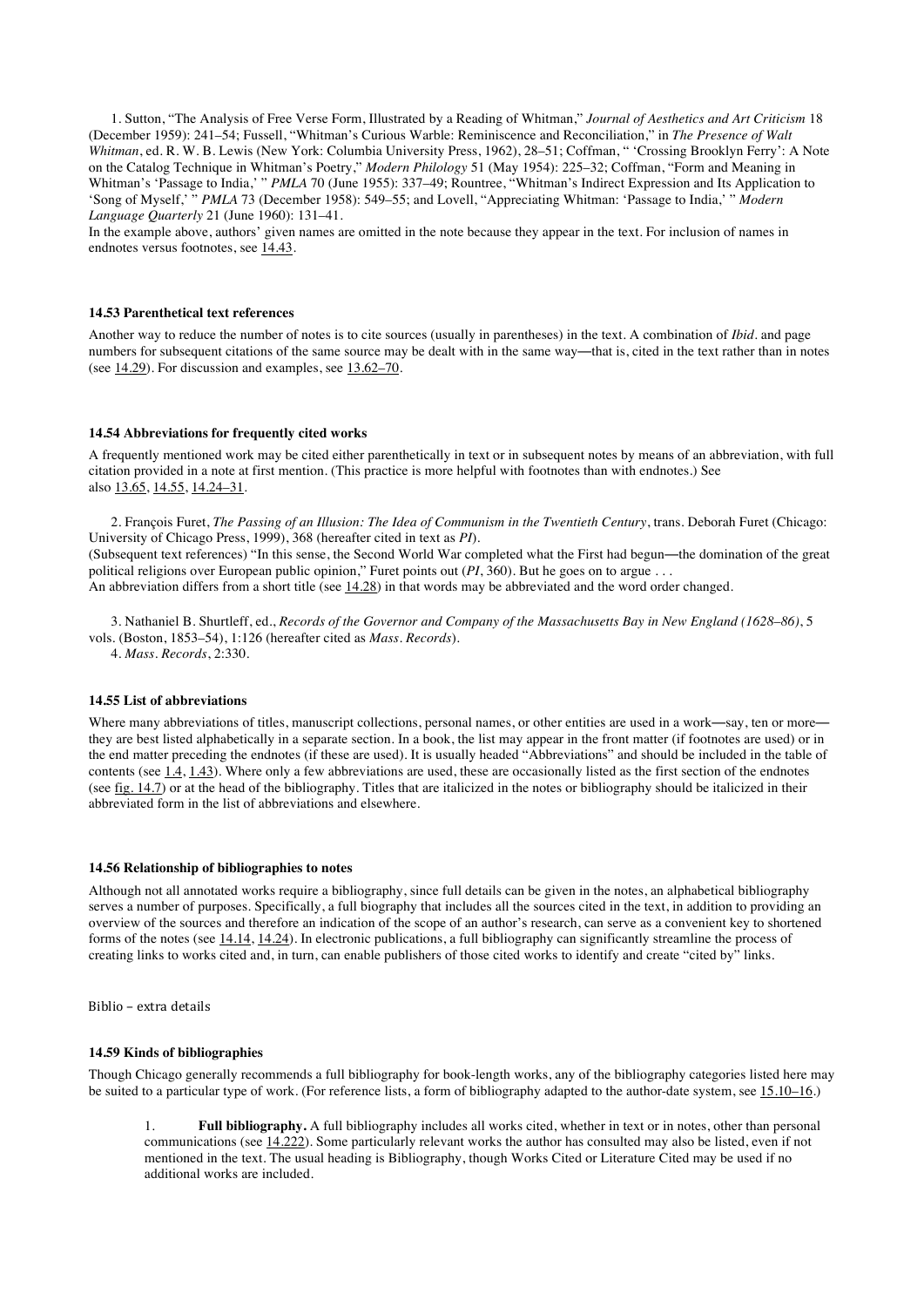1. Sutton, "The Analysis of Free Verse Form, Illustrated by a Reading of Whitman," *Journal of Aesthetics and Art Criticism* 18 (December 1959): 241–54; Fussell, "Whitman's Curious Warble: Reminiscence and Reconciliation," in *The Presence of Walt Whitman*, ed. R. W. B. Lewis (New York: Columbia University Press, 1962), 28–51; Coffman, " 'Crossing Brooklyn Ferry': A Note on the Catalog Technique in Whitman's Poetry," *Modern Philology* 51 (May 1954): 225–32; Coffman, "Form and Meaning in Whitman's 'Passage to India,' " *PMLA* 70 (June 1955): 337–49; Rountree, "Whitman's Indirect Expression and Its Application to 'Song of Myself,' " *PMLA* 73 (December 1958): 549–55; and Lovell, "Appreciating Whitman: 'Passage to India,' " *Modern Language Quarterly* 21 (June 1960): 131–41.

In the example above, authors' given names are omitted in the note because they appear in the text. For inclusion of names in endnotes versus footnotes, see 14.43.

**14.53 Parenthetical text references**

Another way to reduce the number of notes is to cite sources (usually in parentheses) in the text. A combination of *Ibid*. and page numbers for subsequent citations of the same source may be dealt with in the same way—that is, cited in the text rather than in notes (see 14.29). For discussion and examples, see 13.62–70.

**14.54 Abbreviations for frequently cited works**

A frequently mentioned work may be cited either parenthetically in text or in subsequent notes by means of an abbreviation, with full citation provided in a note at first mention. (This practice is more helpful with footnotes than with endnotes.) See also 13.65, 14.55, 14.24–31.

2. François Furet, *The Passing of an Illusion: The Idea of Communism in the Twentieth Century*, trans. Deborah Furet (Chicago: University of Chicago Press, 1999), 368 (hereafter cited in text as *PI*).

(Subsequent text references) "In this sense, the Second World War completed what the First had begun—the domination of the great political religions over European public opinion," Furet points out (*PI*, 360). But he goes on to argue . . .

An abbreviation differs from a short title (see 14.28) in that words may be abbreviated and the word order changed.

3. Nathaniel B. Shurtleff, ed., *Records of the Governor and Company of the Massachusetts Bay in New England (1628–86)*, 5 vols. (Boston, 1853–54), 1:126 (hereafter cited as *Mass. Records*).

4. *Mass. Records*, 2:330.

**14.55 List of abbreviations**

Where many abbreviations of titles, manuscript collections, personal names, or other entities are used in a work—say, ten or more—they are best listed alphabetically in a separate section. In a book, the list may appear in the front matter (if footnotes are used) or in the end matter preceding the endnotes (if these are used). It is usually headed "Abbreviations" and should be included in the table of contents (see 1.4, 1.43). Where only a few abbreviations are used, these are occasionally listed as the first section of the endnotes (see fig. 14.7) or at the head of the bibliography. Titles that are italicized in the notes or bibliography should be italicized in their abbreviated form in the list of abbreviations and elsewhere.

**14.56 Relationship of bibliographies to notes**

Although not all annotated works require a bibliography, since full details can be given in the notes, an alphabetical bibliography serves a number of purposes. Specifically, a full biography that includes all the sources cited in the text, in addition to providing an overview of the sources and therefore an indication of the scope of an author's research, can serve as a convenient key to shortened forms of the notes (see 14.14, 14.24). In electronic publications, a full bibliography can significantly streamline the process of creating links to works cited and, in turn, can enable publishers of those cited works to identify and create "cited by" links.

Biblio – extra details

**14.59 Kinds of bibliographies**

Though Chicago generally recommends a full bibliography for book-length works, any of the bibliography categories listed here may be suited to a particular type of work. (For reference lists, a form of bibliography adapted to the author-date system, see 15.10–16.)

1. **Full bibliography.** A full bibliography includes all works cited, whether in text or in notes, other than personal communications (see 14.222). Some particularly relevant works the author has consulted may also be listed, even if not mentioned in the text. The usual heading is Bibliography, though Works Cited or Literature Cited may be used if no additional works are included.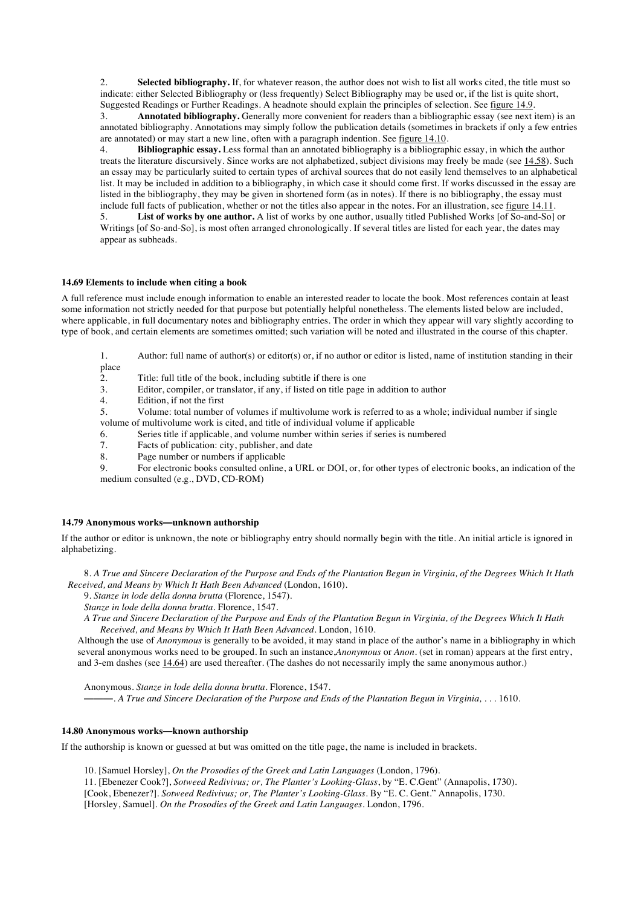2. **Selected bibliography.** If, for whatever reason, the author does not wish to list all works cited, the title must so indicate: either Selected Bibliography or (less frequently) Select Bibliography may be used or, if the list is quite short, Suggested Readings or Further Readings. A headnote should explain the principles of selection. See figure 14.9.

3. **Annotated bibliography.** Generally more convenient for readers than a bibliographic essay (see next item) is an annotated bibliography. Annotations may simply follow the publication details (sometimes in brackets if only a few entries are annotated) or may start a new line, often with a paragraph indention. See figure 14.10.

4. **Bibliographic essay.** Less formal than an annotated bibliography is a bibliographic essay, in which the author treats the literature discursively. Since works are not alphabetized, subject divisions may freely be made (see 14.58). Such an essay may be particularly suited to certain types of archival sources that do not easily lend themselves to an alphabetical list. It may be included in addition to a bibliography, in which case it should come first. If works discussed in the essay are listed in the bibliography, they may be given in shortened form (as in notes). If there is no bibliography, the essay must include full facts of publication, whether or not the titles also appear in the notes. For an illustration, see figure 14.11.

5. **List of works by one author.** A list of works by one author, usually titled Published Works [of So-and-So] or Writings [of So-and-So], is most often arranged chronologically. If several titles are listed for each year, the dates may appear as subheads.

### 14.69 Elements to include when citing a book

A full reference must include enough information to enable an interested reader to locate the book. Most references contain at least some information not strictly needed for that purpose but potentially helpful nonetheless. The elements listed below are included, where applicable, in full documentary notes and bibliography entries. The order in which they appear will vary slightly according to type of book, and certain elements are sometimes omitted; such variation will be noted and illustrated in the course of this chapter.

1. Author: full name of author(s) or editor(s) or, if no author or editor is listed, name of institution standing in their place
2. Title: full title of the book, including subtitle if there is one
3. Editor, compiler, or translator, if any, if listed on title page in addition to author
4. Edition, if not the first
5. Volume: total number of volumes if multivolume work is referred to as a whole; individual number if single volume of multivolume work is cited, and title of individual volume if applicable
6. Series title if applicable, and volume number within series if series is numbered
7. Facts of publication: city, publisher, and date
8. Page number or numbers if applicable
9. For electronic books consulted online, a URL or DOI, or, for other types of electronic books, an indication of the medium consulted (e.g., DVD, CD-ROM)

### 14.79 Anonymous works—unknown authorship

If the author or editor is unknown, the note or bibliography entry should normally begin with the title. An initial article is ignored in alphabetizing.

8. *A True and Sincere Declaration of the Purpose and Ends of the Plantation Begun in Virginia, of the Degrees Which It Hath Received, and Means by Which It Hath Been Advanced* (London, 1610).

9. *Stanze in lode della donna brutta* (Florence, 1547).

*Stanze in lode della donna brutta*. Florence, 1547.

*A True and Sincere Declaration of the Purpose and Ends of the Plantation Begun in Virginia, of the Degrees Which It Hath Received, and Means by Which It Hath Been Advanced*. London, 1610.

Although the use of *Anonymous* is generally to be avoided, it may stand in place of the author's name in a bibliography in which several anonymous works need to be grouped. In such an instance, *Anonymous* or *Anon*. (set in roman) appears at the first entry, and 3-em dashes (see 14.64) are used thereafter. (The dashes do not necessarily imply the same anonymous author.)

Anonymous. *Stanze in lode della donna brutta*. Florence, 1547.

———. *A True and Sincere Declaration of the Purpose and Ends of the Plantation Begun in Virginia,* . . . 1610.

### 14.80 Anonymous works—known authorship

If the authorship is known or guessed at but was omitted on the title page, the name is included in brackets.

10. [Samuel Horsley], *On the Prosodies of the Greek and Latin Languages* (London, 1796).

11. [Ebenezer Cook?], *Sotweed Redivivus; or, The Planter's Looking-Glass*, by "E. C.Gent" (Annapolis, 1730).

[Cook, Ebenezer?]. *Sotweed Redivivus; or, The Planter's Looking-Glass*. By "E. C. Gent." Annapolis, 1730.

[Horsley, Samuel]. *On the Prosodies of the Greek and Latin Languages*. London, 1796.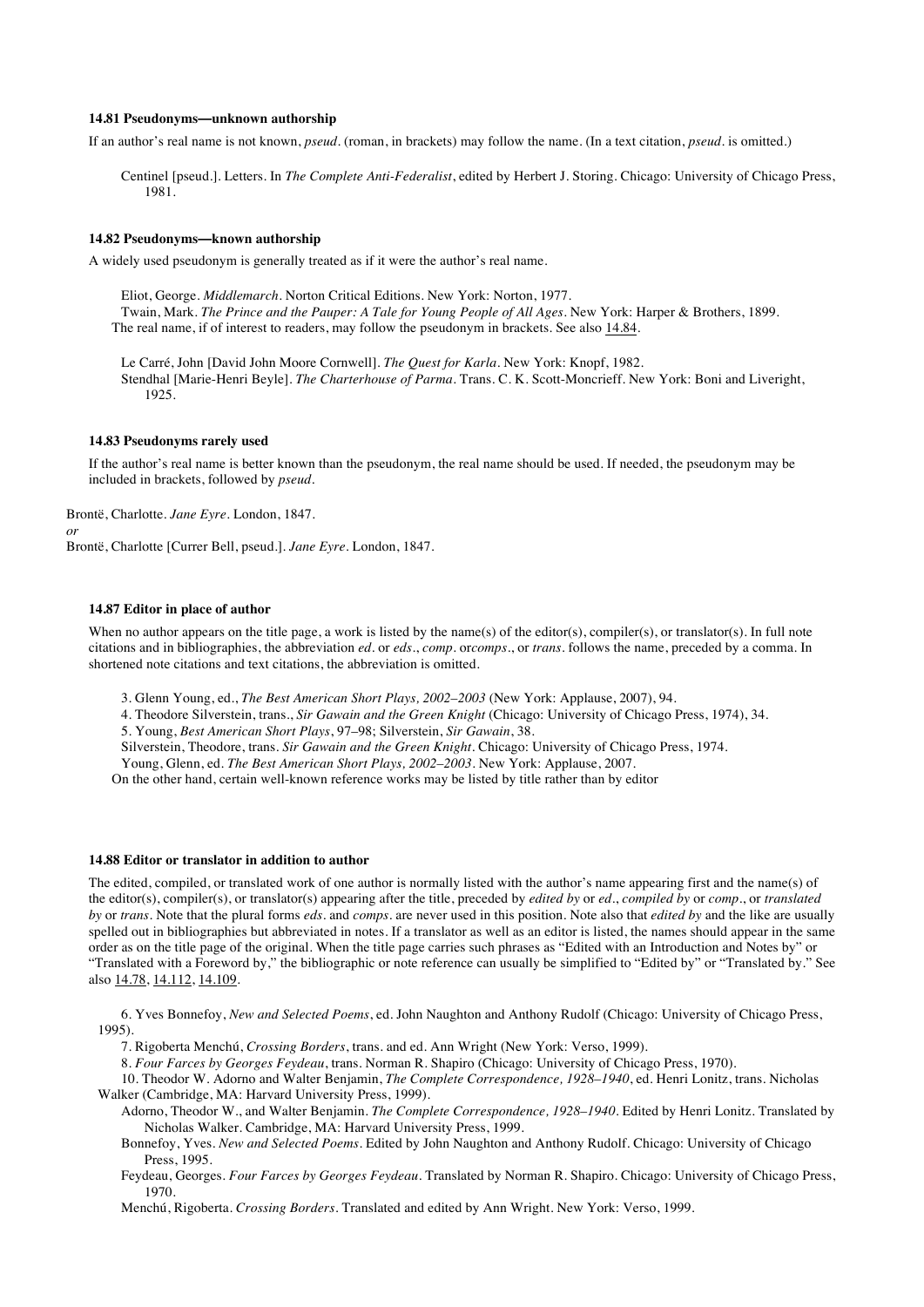#### 14.81 Pseudonyms—unknown authorship

If an author's real name is not known, *pseud.* (roman, in brackets) may follow the name. (In a text citation, *pseud.* is omitted.)

Centinel [pseud.]. Letters. In *The Complete Anti-Federalist*, edited by Herbert J. Storing. Chicago: University of Chicago Press, 1981.

#### 14.82 Pseudonyms—known authorship

A widely used pseudonym is generally treated as if it were the author's real name.

Eliot, George. *Middlemarch*. Norton Critical Editions. New York: Norton, 1977.
Twain, Mark. *The Prince and the Pauper: A Tale for Young People of All Ages*. New York: Harper & Brothers, 1899.

The real name, if of interest to readers, may follow the pseudonym in brackets. See also 14.84.

Le Carré, John [David John Moore Cornwell]. *The Quest for Karla*. New York: Knopf, 1982.
Stendhal [Marie-Henri Beyle]. *The Charterhouse of Parma*. Trans. C. K. Scott-Moncrieff. New York: Boni and Liveright, 1925.

#### 14.83 Pseudonyms rarely used

If the author's real name is better known than the pseudonym, the real name should be used. If needed, the pseudonym may be included in brackets, followed by *pseud.*

Brontë, Charlotte. *Jane Eyre*. London, 1847.
*or*
Brontë, Charlotte [Currer Bell, pseud.]. *Jane Eyre*. London, 1847.

#### 14.87 Editor in place of author

When no author appears on the title page, a work is listed by the name(s) of the editor(s), compiler(s), or translator(s). In full note citations and in bibliographies, the abbreviation *ed.* or *eds.*, *comp.* or*comps.*, or *trans.* follows the name, preceded by a comma. In shortened note citations and text citations, the abbreviation is omitted.

3. Glenn Young, ed., *The Best American Short Plays, 2002–2003* (New York: Applause, 2007), 94.
4. Theodore Silverstein, trans., *Sir Gawain and the Green Knight* (Chicago: University of Chicago Press, 1974), 34.
5. Young, *Best American Short Plays*, 97–98; Silverstein, *Sir Gawain*, 38.

Silverstein, Theodore, trans. *Sir Gawain and the Green Knight*. Chicago: University of Chicago Press, 1974.
Young, Glenn, ed. *The Best American Short Plays, 2002–2003*. New York: Applause, 2007.

On the other hand, certain well-known reference works may be listed by title rather than by editor

#### 14.88 Editor or translator in addition to author

The edited, compiled, or translated work of one author is normally listed with the author's name appearing first and the name(s) of the editor(s), compiler(s), or translator(s) appearing after the title, preceded by *edited by* or *ed.*, *compiled by* or *comp.*, or *translated by* or *trans.* Note that the plural forms *eds.* and *comps.* are never used in this position. Note also that *edited by* and the like are usually spelled out in bibliographies but abbreviated in notes. If a translator as well as an editor is listed, the names should appear in the same order as on the title page of the original. When the title page carries such phrases as "Edited with an Introduction and Notes by" or "Translated with a Foreword by," the bibliographic or note reference can usually be simplified to "Edited by" or "Translated by." See also 14.78, 14.112, 14.109.

6. Yves Bonnefoy, *New and Selected Poems*, ed. John Naughton and Anthony Rudolf (Chicago: University of Chicago Press, 1995).
7. Rigoberta Menchú, *Crossing Borders*, trans. and ed. Ann Wright (New York: Verso, 1999).
8. *Four Farces by Georges Feydeau*, trans. Norman R. Shapiro (Chicago: University of Chicago Press, 1970).
10. Theodor W. Adorno and Walter Benjamin, *The Complete Correspondence, 1928–1940*, ed. Henri Lonitz, trans. Nicholas Walker (Cambridge, MA: Harvard University Press, 1999).

Adorno, Theodor W., and Walter Benjamin. *The Complete Correspondence, 1928–1940*. Edited by Henri Lonitz. Translated by Nicholas Walker. Cambridge, MA: Harvard University Press, 1999.
Bonnefoy, Yves. *New and Selected Poems*. Edited by John Naughton and Anthony Rudolf. Chicago: University of Chicago Press, 1995.
Feydeau, Georges. *Four Farces by Georges Feydeau*. Translated by Norman R. Shapiro. Chicago: University of Chicago Press, 1970.
Menchú, Rigoberta. *Crossing Borders*. Translated and edited by Ann Wright. New York: Verso, 1999.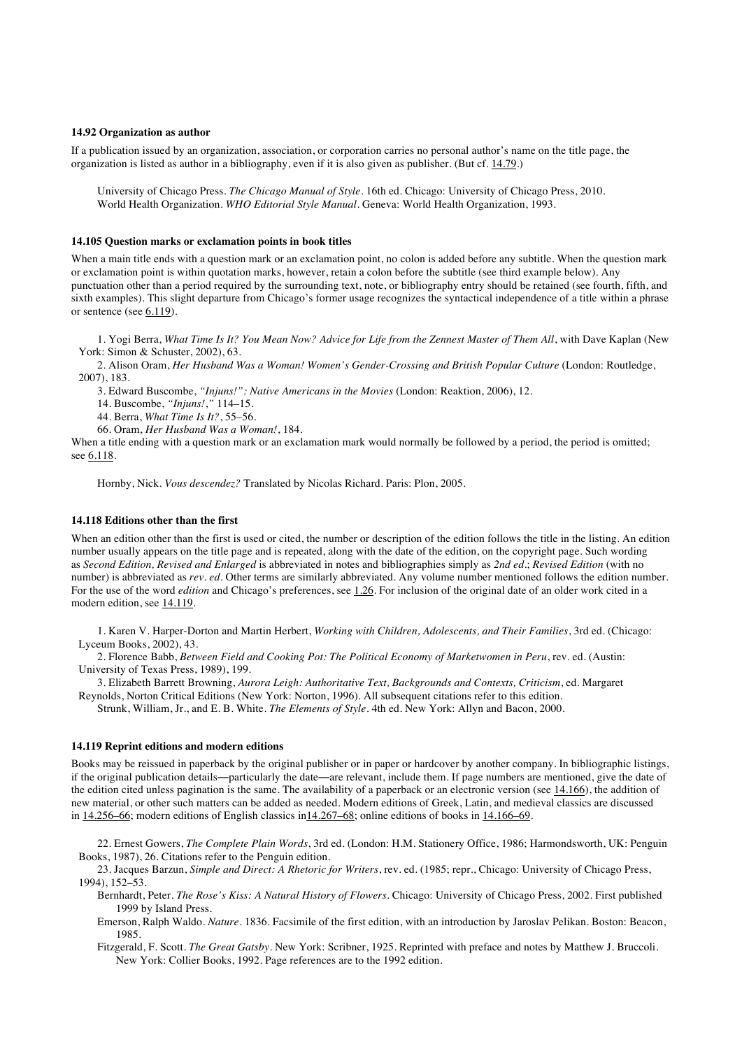### 14.92 Organization as author

If a publication issued by an organization, association, or corporation carries no personal author's name on the title page, the organization is listed as author in a bibliography, even if it is also given as publisher. (But cf. 14.79.)

> University of Chicago Press. *The Chicago Manual of Style*. 16th ed. Chicago: University of Chicago Press, 2010.
> World Health Organization. *WHO Editorial Style Manual*. Geneva: World Health Organization, 1993.

### 14.105 Question marks or exclamation points in book titles

When a main title ends with a question mark or an exclamation point, no colon is added before any subtitle. When the question mark or exclamation point is within quotation marks, however, retain a colon before the subtitle (see third example below). Any punctuation other than a period required by the surrounding text, note, or bibliography entry should be retained (see fourth, fifth, and sixth examples). This slight departure from Chicago's former usage recognizes the syntactical independence of a title within a phrase or sentence (see 6.119).

> 1. Yogi Berra, *What Time Is It? You Mean Now? Advice for Life from the Zennest Master of Them All*, with Dave Kaplan (New York: Simon & Schuster, 2002), 63.
> 2. Alison Oram, *Her Husband Was a Woman! Women's Gender-Crossing and British Popular Culture* (London: Routledge, 2007), 183.
> 3. Edward Buscombe, *"Injuns!": Native Americans in the Movies* (London: Reaktion, 2006), 12.
> 14. Buscombe, *"Injuns!*," 114–15.
> 44. Berra, *What Time Is It?*, 55–56.
> 66. Oram, *Her Husband Was a Woman!*, 184.

When a title ending with a question mark or an exclamation mark would normally be followed by a period, the period is omitted; see 6.118.

> Hornby, Nick. *Vous descendez?* Translated by Nicolas Richard. Paris: Plon, 2005.

### 14.118 Editions other than the first

When an edition other than the first is used or cited, the number or description of the edition follows the title in the listing. An edition number usually appears on the title page and is repeated, along with the date of the edition, on the copyright page. Such wording as *Second Edition, Revised and Enlarged* is abbreviated in notes and bibliographies simply as *2nd ed.*; *Revised Edition* (with no number) is abbreviated as *rev. ed*. Other terms are similarly abbreviated. Any volume number mentioned follows the edition number. For the use of the word *edition* and Chicago's preferences, see 1.26. For inclusion of the original date of an older work cited in a modern edition, see 14.119.

> 1. Karen V. Harper-Dorton and Martin Herbert, *Working with Children, Adolescents, and Their Families*, 3rd ed. (Chicago: Lyceum Books, 2002), 43.
> 2. Florence Babb, *Between Field and Cooking Pot: The Political Economy of Marketwomen in Peru*, rev. ed. (Austin: University of Texas Press, 1989), 199.
> 3. Elizabeth Barrett Browning, *Aurora Leigh: Authoritative Text, Backgrounds and Contexts, Criticism*, ed. Margaret Reynolds, Norton Critical Editions (New York: Norton, 1996). All subsequent citations refer to this edition.
> Strunk, William, Jr., and E. B. White. *The Elements of Style*. 4th ed. New York: Allyn and Bacon, 2000.

### 14.119 Reprint editions and modern editions

Books may be reissued in paperback by the original publisher or in paper or hardcover by another company. In bibliographic listings, if the original publication details—particularly the date—are relevant, include them. If page numbers are mentioned, give the date of the edition cited unless pagination is the same. The availability of a paperback or an electronic version (see 14.166), the addition of new material, or other such matters can be added as needed. Modern editions of Greek, Latin, and medieval classics are discussed in 14.256–66; modern editions of English classics in14.267–68; online editions of books in 14.166–69.

> 22. Ernest Gowers, *The Complete Plain Words*, 3rd ed. (London: H.M. Stationery Office, 1986; Harmondsworth, UK: Penguin Books, 1987), 26. Citations refer to the Penguin edition.
> 23. Jacques Barzun, *Simple and Direct: A Rhetoric for Writers*, rev. ed. (1985; repr., Chicago: University of Chicago Press, 1994), 152–53.
> Bernhardt, Peter. *The Rose's Kiss: A Natural History of Flowers*. Chicago: University of Chicago Press, 2002. First published 1999 by Island Press.
> Emerson, Ralph Waldo. *Nature*. 1836. Facsimile of the first edition, with an introduction by Jaroslav Pelikan. Boston: Beacon, 1985.
> Fitzgerald, F. Scott. *The Great Gatsby*. New York: Scribner, 1925. Reprinted with preface and notes by Matthew J. Bruccoli. New York: Collier Books, 1992. Page references are to the 1992 edition.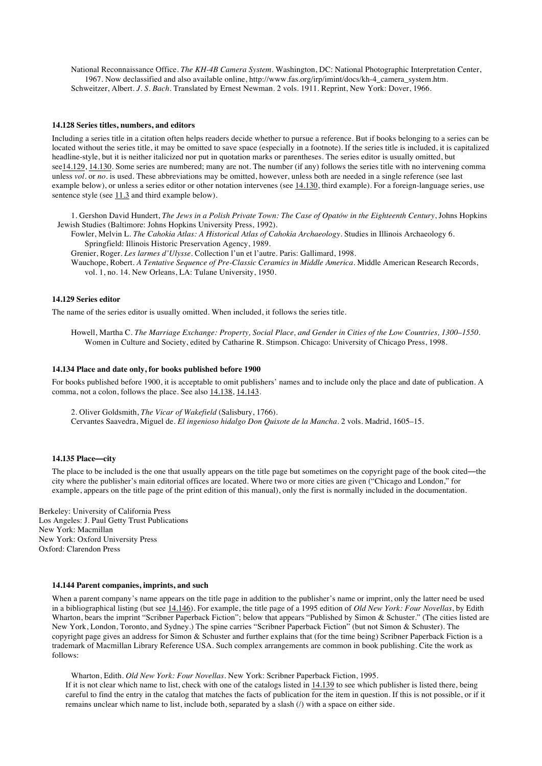National Reconnaissance Office. *The KH-4B Camera System*. Washington, DC: National Photographic Interpretation Center, 1967. Now declassified and also available online, http://www.fas.org/irp/imint/docs/kh-4_camera_system.htm.

Schweitzer, Albert. *J. S. Bach*. Translated by Ernest Newman. 2 vols. 1911. Reprint, New York: Dover, 1966.

### 14.128 Series titles, numbers, and editors

Including a series title in a citation often helps readers decide whether to pursue a reference. But if books belonging to a series can be located without the series title, it may be omitted to save space (especially in a footnote). If the series title is included, it is capitalized headline-style, but it is neither italicized nor put in quotation marks or parentheses. The series editor is usually omitted, but see14.129, 14.130. Some series are numbered; many are not. The number (if any) follows the series title with no intervening comma unless *vol.* or *no.* is used. These abbreviations may be omitted, however, unless both are needed in a single reference (see last example below), or unless a series editor or other notation intervenes (see 14.130, third example). For a foreign-language series, use sentence style (see 11.3 and third example below).

1. Gershon David Hundert, *The Jews in a Polish Private Town: The Case of Opatów in the Eighteenth Century*, Johns Hopkins Jewish Studies (Baltimore: Johns Hopkins University Press, 1992).

Fowler, Melvin L. *The Cahokia Atlas: A Historical Atlas of Cahokia Archaeology*. Studies in Illinois Archaeology 6. Springfield: Illinois Historic Preservation Agency, 1989.

Grenier, Roger. *Les larmes d'Ulysse*. Collection l'un et l'autre. Paris: Gallimard, 1998.

Wauchope, Robert. *A Tentative Sequence of Pre-Classic Ceramics in Middle America*. Middle American Research Records, vol. 1, no. 14. New Orleans, LA: Tulane University, 1950.

### 14.129 Series editor

The name of the series editor is usually omitted. When included, it follows the series title.

Howell, Martha C. *The Marriage Exchange: Property, Social Place, and Gender in Cities of the Low Countries, 1300–1550*. Women in Culture and Society, edited by Catharine R. Stimpson. Chicago: University of Chicago Press, 1998.

### 14.134 Place and date only, for books published before 1900

For books published before 1900, it is acceptable to omit publishers' names and to include only the place and date of publication. A comma, not a colon, follows the place. See also 14.138, 14.143.

2. Oliver Goldsmith, *The Vicar of Wakefield* (Salisbury, 1766).

Cervantes Saavedra, Miguel de. *El ingenioso hidalgo Don Quixote de la Mancha*. 2 vols. Madrid, 1605–15.

### 14.135 Place—city

The place to be included is the one that usually appears on the title page but sometimes on the copyright page of the book cited—the city where the publisher's main editorial offices are located. Where two or more cities are given ("Chicago and London," for example, appears on the title page of the print edition of this manual), only the first is normally included in the documentation.

Berkeley: University of California Press
Los Angeles: J. Paul Getty Trust Publications
New York: Macmillan
New York: Oxford University Press
Oxford: Clarendon Press

### 14.144 Parent companies, imprints, and such

When a parent company's name appears on the title page in addition to the publisher's name or imprint, only the latter need be used in a bibliographical listing (but see 14.146). For example, the title page of a 1995 edition of *Old New York: Four Novellas*, by Edith Wharton, bears the imprint "Scribner Paperback Fiction"; below that appears "Published by Simon & Schuster." (The cities listed are New York, London, Toronto, and Sydney.) The spine carries "Scribner Paperback Fiction" (but not Simon & Schuster). The copyright page gives an address for Simon & Schuster and further explains that (for the time being) Scribner Paperback Fiction is a trademark of Macmillan Library Reference USA. Such complex arrangements are common in book publishing. Cite the work as follows:

Wharton, Edith. *Old New York: Four Novellas*. New York: Scribner Paperback Fiction, 1995.

If it is not clear which name to list, check with one of the catalogs listed in 14.139 to see which publisher is listed there, being careful to find the entry in the catalog that matches the facts of publication for the item in question. If this is not possible, or if it remains unclear which name to list, include both, separated by a slash (/) with a space on either side.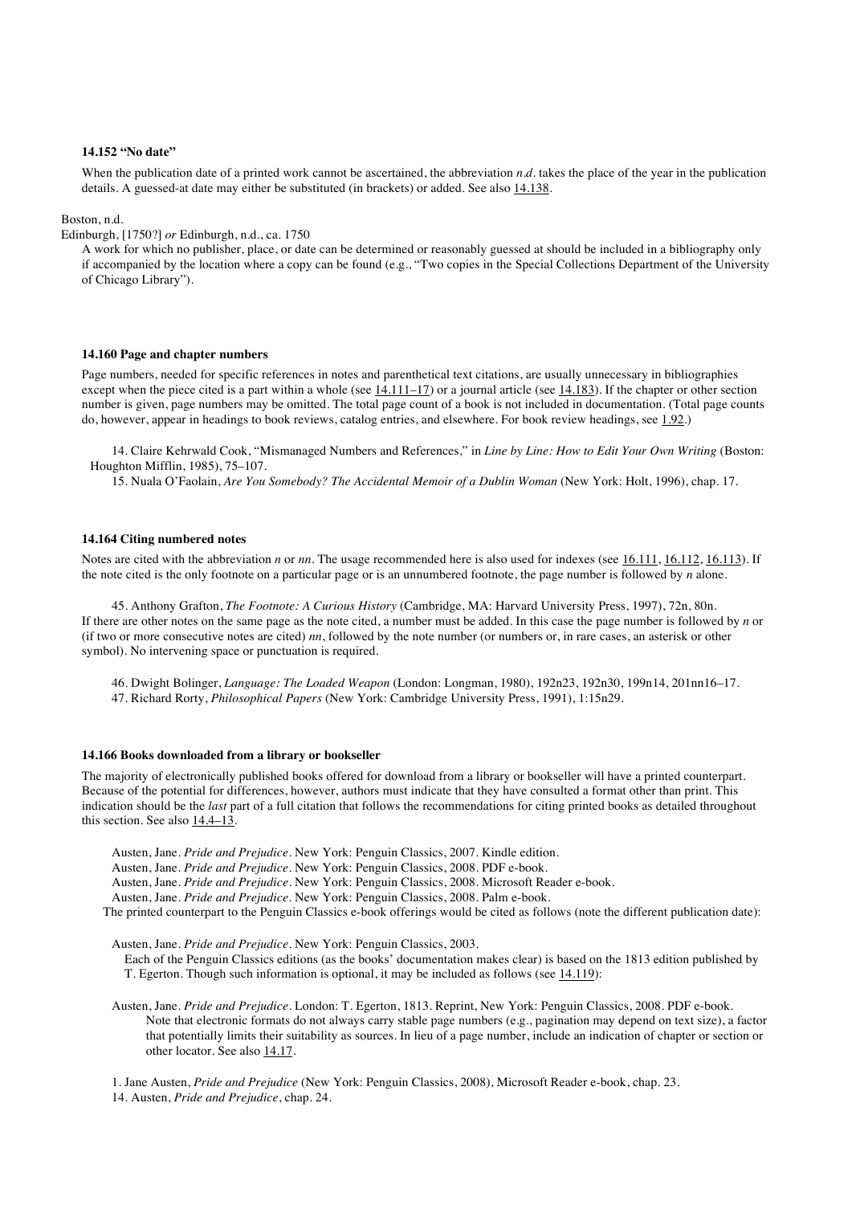### 14.152 "No date"

When the publication date of a printed work cannot be ascertained, the abbreviation *n.d.* takes the place of the year in the publication details. A guessed-at date may either be substituted (in brackets) or added. See also 14.138.

Boston, n.d.

Edinburgh, [1750?] *or* Edinburgh, n.d., ca. 1750

A work for which no publisher, place, or date can be determined or reasonably guessed at should be included in a bibliography only if accompanied by the location where a copy can be found (e.g., "Two copies in the Special Collections Department of the University of Chicago Library").

### 14.160 Page and chapter numbers

Page numbers, needed for specific references in notes and parenthetical text citations, are usually unnecessary in bibliographies except when the piece cited is a part within a whole (see 14.111–17) or a journal article (see 14.183). If the chapter or other section number is given, page numbers may be omitted. The total page count of a book is not included in documentation. (Total page counts do, however, appear in headings to book reviews, catalog entries, and elsewhere. For book review headings, see 1.92.)

14. Claire Kehrwald Cook, "Mismanaged Numbers and References," in *Line by Line: How to Edit Your Own Writing* (Boston: Houghton Mifflin, 1985), 75–107.

15. Nuala O'Faolain, *Are You Somebody? The Accidental Memoir of a Dublin Woman* (New York: Holt, 1996), chap. 17.

### 14.164 Citing numbered notes

Notes are cited with the abbreviation *n* or *nn*. The usage recommended here is also used for indexes (see 16.111, 16.112, 16.113). If the note cited is the only footnote on a particular page or is an unnumbered footnote, the page number is followed by *n* alone.

45. Anthony Grafton, *The Footnote: A Curious History* (Cambridge, MA: Harvard University Press, 1997), 72n, 80n.

If there are other notes on the same page as the note cited, a number must be added. In this case the page number is followed by *n* or (if two or more consecutive notes are cited) *nn*, followed by the note number (or numbers or, in rare cases, an asterisk or other symbol). No intervening space or punctuation is required.

46. Dwight Bolinger, *Language: The Loaded Weapon* (London: Longman, 1980), 192n23, 192n30, 199n14, 201nn16–17.

47. Richard Rorty, *Philosophical Papers* (New York: Cambridge University Press, 1991), 1:15n29.

### 14.166 Books downloaded from a library or bookseller

The majority of electronically published books offered for download from a library or bookseller will have a printed counterpart. Because of the potential for differences, however, authors must indicate that they have consulted a format other than print. This indication should be the *last* part of a full citation that follows the recommendations for citing printed books as detailed throughout this section. See also 14.4–13.

Austen, Jane. *Pride and Prejudice*. New York: Penguin Classics, 2007. Kindle edition.

Austen, Jane. *Pride and Prejudice*. New York: Penguin Classics, 2008. PDF e-book.

Austen, Jane. *Pride and Prejudice*. New York: Penguin Classics, 2008. Microsoft Reader e-book.

Austen, Jane. *Pride and Prejudice*. New York: Penguin Classics, 2008. Palm e-book.

The printed counterpart to the Penguin Classics e-book offerings would be cited as follows (note the different publication date):

Austen, Jane. *Pride and Prejudice*. New York: Penguin Classics, 2003.

Each of the Penguin Classics editions (as the books' documentation makes clear) is based on the 1813 edition published by T. Egerton. Though such information is optional, it may be included as follows (see 14.119):

Austen, Jane. *Pride and Prejudice*. London: T. Egerton, 1813. Reprint, New York: Penguin Classics, 2008. PDF e-book.

Note that electronic formats do not always carry stable page numbers (e.g., pagination may depend on text size), a factor that potentially limits their suitability as sources. In lieu of a page number, include an indication of chapter or section or other locator. See also 14.17.

1. Jane Austen, *Pride and Prejudice* (New York: Penguin Classics, 2008), Microsoft Reader e-book, chap. 23.

14. Austen, *Pride and Prejudice*, chap. 24.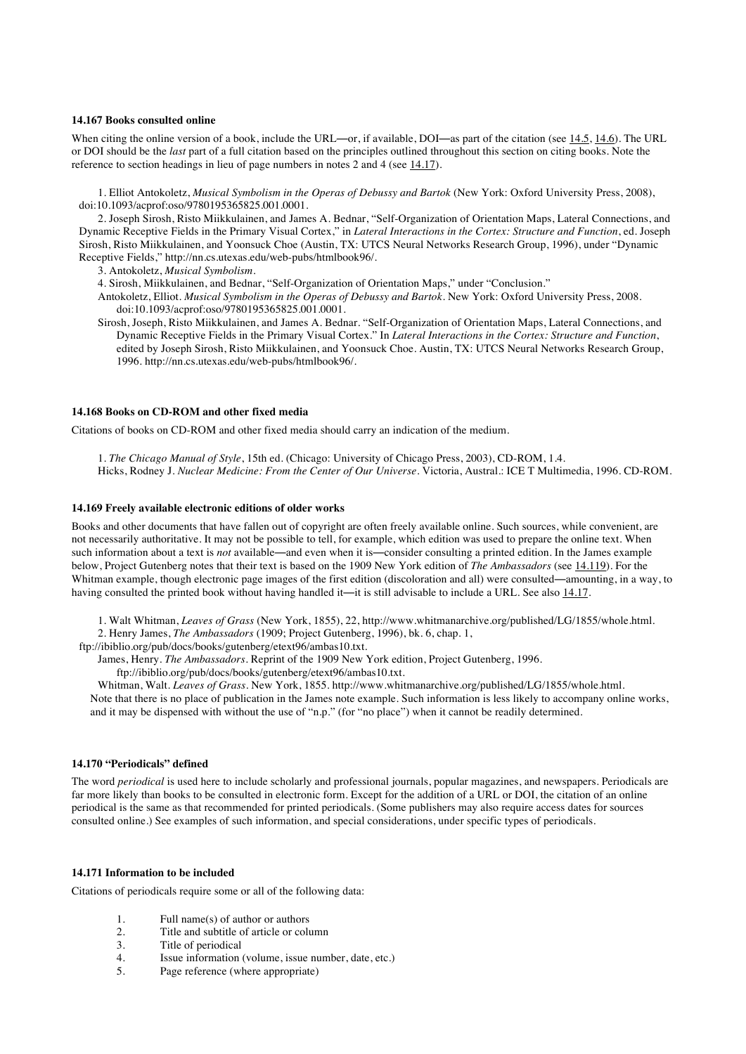### 14.167 Books consulted online

When citing the online version of a book, include the URL—or, if available, DOI—as part of the citation (see 14.5, 14.6). The URL or DOI should be the *last* part of a full citation based on the principles outlined throughout this section on citing books. Note the reference to section headings in lieu of page numbers in notes 2 and 4 (see 14.17).

1. Elliot Antokoletz, *Musical Symbolism in the Operas of Debussy and Bartok* (New York: Oxford University Press, 2008), doi:10.1093/acprof:oso/9780195365825.001.0001.

2. Joseph Sirosh, Risto Miikkulainen, and James A. Bednar, "Self-Organization of Orientation Maps, Lateral Connections, and Dynamic Receptive Fields in the Primary Visual Cortex," in *Lateral Interactions in the Cortex: Structure and Function*, ed. Joseph Sirosh, Risto Miikkulainen, and Yoonsuck Choe (Austin, TX: UTCS Neural Networks Research Group, 1996), under "Dynamic Receptive Fields," http://nn.cs.utexas.edu/web-pubs/htmlbook96/.

3. Antokoletz, *Musical Symbolism*.

4. Sirosh, Miikkulainen, and Bednar, "Self-Organization of Orientation Maps," under "Conclusion."

Antokoletz, Elliot. *Musical Symbolism in the Operas of Debussy and Bartok*. New York: Oxford University Press, 2008. doi:10.1093/acprof:oso/9780195365825.001.0001.

Sirosh, Joseph, Risto Miikkulainen, and James A. Bednar. "Self-Organization of Orientation Maps, Lateral Connections, and Dynamic Receptive Fields in the Primary Visual Cortex." In *Lateral Interactions in the Cortex: Structure and Function*, edited by Joseph Sirosh, Risto Miikkulainen, and Yoonsuck Choe. Austin, TX: UTCS Neural Networks Research Group, 1996. http://nn.cs.utexas.edu/web-pubs/htmlbook96/.

### 14.168 Books on CD-ROM and other fixed media

Citations of books on CD-ROM and other fixed media should carry an indication of the medium.

1. *The Chicago Manual of Style*, 15th ed. (Chicago: University of Chicago Press, 2003), CD-ROM, 1.4.

Hicks, Rodney J. *Nuclear Medicine: From the Center of Our Universe*. Victoria, Austral.: ICE T Multimedia, 1996. CD-ROM.

### 14.169 Freely available electronic editions of older works

Books and other documents that have fallen out of copyright are often freely available online. Such sources, while convenient, are not necessarily authoritative. It may not be possible to tell, for example, which edition was used to prepare the online text. When such information about a text is *not* available—and even when it is—consider consulting a printed edition. In the James example below, Project Gutenberg notes that their text is based on the 1909 New York edition of *The Ambassadors* (see 14.119). For the Whitman example, though electronic page images of the first edition (discoloration and all) were consulted—amounting, in a way, to having consulted the printed book without having handled it—it is still advisable to include a URL. See also 14.17.

1. Walt Whitman, *Leaves of Grass* (New York, 1855), 22, http://www.whitmanarchive.org/published/LG/1855/whole.html.

2. Henry James, *The Ambassadors* (1909; Project Gutenberg, 1996), bk. 6, chap. 1, ftp://ibiblio.org/pub/docs/books/gutenberg/etext96/ambas10.txt.

James, Henry. *The Ambassadors*. Reprint of the 1909 New York edition, Project Gutenberg, 1996. ftp://ibiblio.org/pub/docs/books/gutenberg/etext96/ambas10.txt.

Whitman, Walt. *Leaves of Grass*. New York, 1855. http://www.whitmanarchive.org/published/LG/1855/whole.html.

Note that there is no place of publication in the James note example. Such information is less likely to accompany online works, and it may be dispensed with without the use of "n.p." (for "no place") when it cannot be readily determined.

### 14.170 "Periodicals" defined

The word *periodical* is used here to include scholarly and professional journals, popular magazines, and newspapers. Periodicals are far more likely than books to be consulted in electronic form. Except for the addition of a URL or DOI, the citation of an online periodical is the same as that recommended for printed periodicals. (Some publishers may also require access dates for sources consulted online.) See examples of such information, and special considerations, under specific types of periodicals.

### 14.171 Information to be included

Citations of periodicals require some or all of the following data:

1. Full name(s) of author or authors
2. Title and subtitle of article or column
3. Title of periodical
4. Issue information (volume, issue number, date, etc.)
5. Page reference (where appropriate)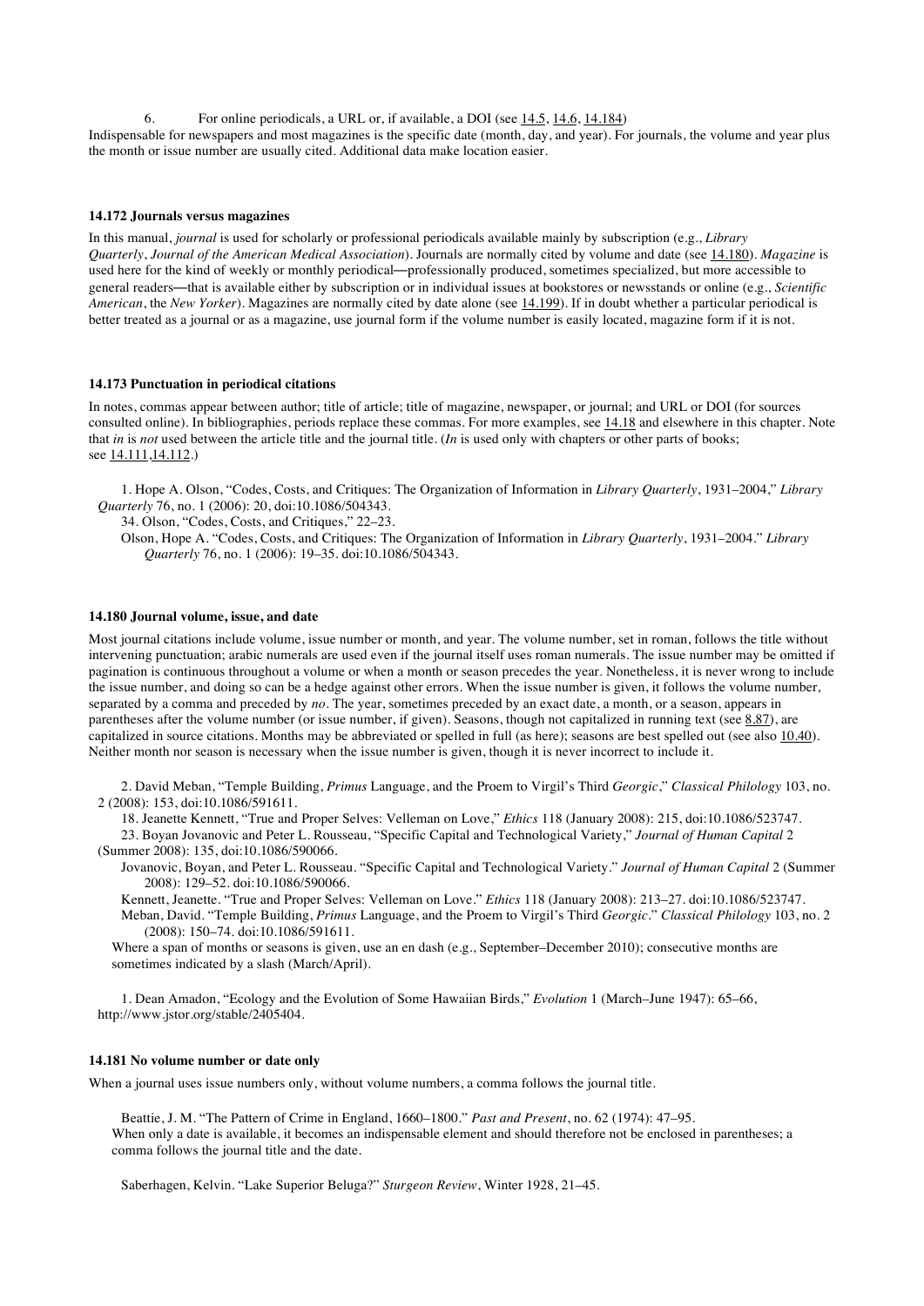6. For online periodicals, a URL or, if available, a DOI (see 14.5, 14.6, 14.184)

Indispensable for newspapers and most magazines is the specific date (month, day, and year). For journals, the volume and year plus the month or issue number are usually cited. Additional data make location easier.

#### 14.172 Journals versus magazines

In this manual, *journal* is used for scholarly or professional periodicals available mainly by subscription (e.g., *Library Quarterly*, *Journal of the American Medical Association*). Journals are normally cited by volume and date (see 14.180). *Magazine* is used here for the kind of weekly or monthly periodical—professionally produced, sometimes specialized, but more accessible to general readers—that is available either by subscription or in individual issues at bookstores or newsstands or online (e.g., *Scientific American*, the *New Yorker*). Magazines are normally cited by date alone (see 14.199). If in doubt whether a particular periodical is better treated as a journal or as a magazine, use journal form if the volume number is easily located, magazine form if it is not.

#### 14.173 Punctuation in periodical citations

In notes, commas appear between author; title of article; title of magazine, newspaper, or journal; and URL or DOI (for sources consulted online). In bibliographies, periods replace these commas. For more examples, see 14.18 and elsewhere in this chapter. Note that *in* is *not* used between the article title and the journal title. (*In* is used only with chapters or other parts of books; see 14.111,14.112.)

1. Hope A. Olson, "Codes, Costs, and Critiques: The Organization of Information in *Library Quarterly*, 1931–2004," *Library Quarterly* 76, no. 1 (2006): 20, doi:10.1086/504343.

34. Olson, "Codes, Costs, and Critiques," 22–23.

Olson, Hope A. "Codes, Costs, and Critiques: The Organization of Information in *Library Quarterly*, 1931–2004." *Library Quarterly* 76, no. 1 (2006): 19–35. doi:10.1086/504343.

#### 14.180 Journal volume, issue, and date

Most journal citations include volume, issue number or month, and year. The volume number, set in roman, follows the title without intervening punctuation; arabic numerals are used even if the journal itself uses roman numerals. The issue number may be omitted if pagination is continuous throughout a volume or when a month or season precedes the year. Nonetheless, it is never wrong to include the issue number, and doing so can be a hedge against other errors. When the issue number is given, it follows the volume number, separated by a comma and preceded by *no*. The year, sometimes preceded by an exact date, a month, or a season, appears in parentheses after the volume number (or issue number, if given). Seasons, though not capitalized in running text (see 8.87), are capitalized in source citations. Months may be abbreviated or spelled in full (as here); seasons are best spelled out (see also 10.40). Neither month nor season is necessary when the issue number is given, though it is never incorrect to include it.

2. David Meban, "Temple Building, *Primus* Language, and the Proem to Virgil's Third *Georgic*," *Classical Philology* 103, no. 2 (2008): 153, doi:10.1086/591611.

18. Jeanette Kennett, "True and Proper Selves: Velleman on Love," *Ethics* 118 (January 2008): 215, doi:10.1086/523747.

23. Boyan Jovanovic and Peter L. Rousseau, "Specific Capital and Technological Variety," *Journal of Human Capital* 2 (Summer 2008): 135, doi:10.1086/590066.

Jovanovic, Boyan, and Peter L. Rousseau. "Specific Capital and Technological Variety." *Journal of Human Capital* 2 (Summer 2008): 129–52. doi:10.1086/590066.

Kennett, Jeanette. "True and Proper Selves: Velleman on Love." *Ethics* 118 (January 2008): 213–27. doi:10.1086/523747.

Meban, David. "Temple Building, *Primus* Language, and the Proem to Virgil's Third *Georgic*." *Classical Philology* 103, no. 2 (2008): 150–74. doi:10.1086/591611.

Where a span of months or seasons is given, use an en dash (e.g., September–December 2010); consecutive months are sometimes indicated by a slash (March/April).

1. Dean Amadon, "Ecology and the Evolution of Some Hawaiian Birds," *Evolution* 1 (March–June 1947): 65–66, http://www.jstor.org/stable/2405404.

#### 14.181 No volume number or date only

When a journal uses issue numbers only, without volume numbers, a comma follows the journal title.

Beattie, J. M. "The Pattern of Crime in England, 1660–1800." *Past and Present*, no. 62 (1974): 47–95.

When only a date is available, it becomes an indispensable element and should therefore not be enclosed in parentheses; a comma follows the journal title and the date.

Saberhagen, Kelvin. "Lake Superior Beluga?" *Sturgeon Review*, Winter 1928, 21–45.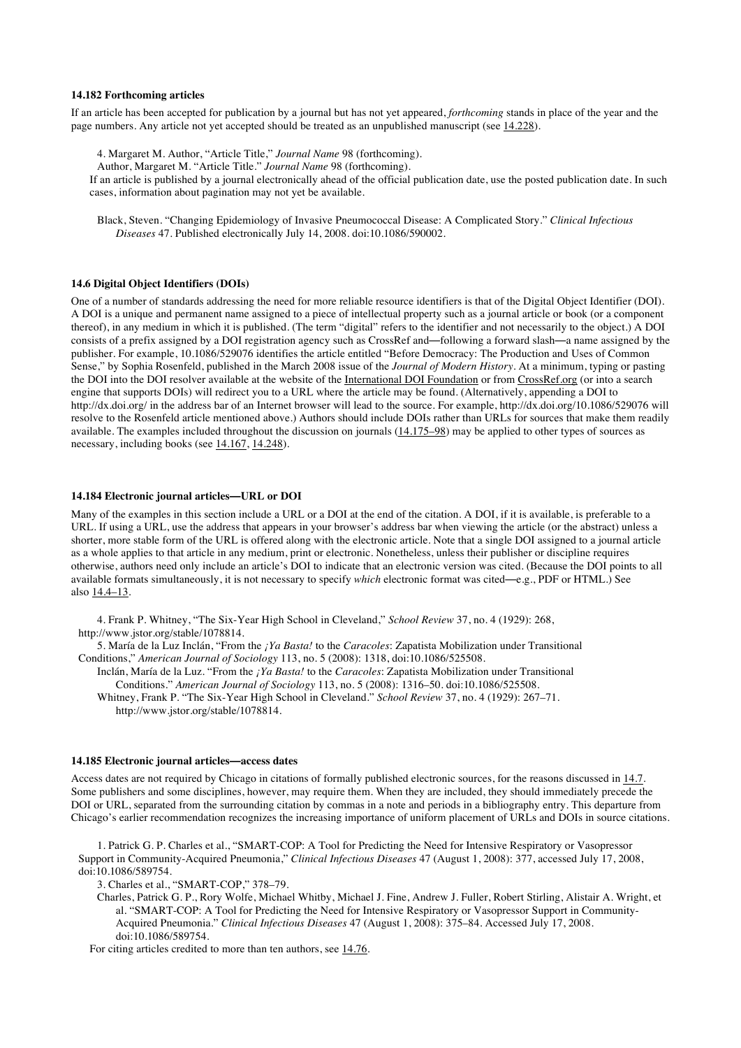### 14.182 Forthcoming articles

If an article has been accepted for publication by a journal but has not yet appeared, *forthcoming* stands in place of the year and the page numbers. Any article not yet accepted should be treated as an unpublished manuscript (see 14.228).

4. Margaret M. Author, "Article Title," *Journal Name* 98 (forthcoming).

Author, Margaret M. "Article Title." *Journal Name* 98 (forthcoming).

If an article is published by a journal electronically ahead of the official publication date, use the posted publication date. In such cases, information about pagination may not yet be available.

Black, Steven. "Changing Epidemiology of Invasive Pneumococcal Disease: A Complicated Story." *Clinical Infectious Diseases* 47. Published electronically July 14, 2008. doi:10.1086/590002.

### 14.6 Digital Object Identifiers (DOIs)

One of a number of standards addressing the need for more reliable resource identifiers is that of the Digital Object Identifier (DOI). A DOI is a unique and permanent name assigned to a piece of intellectual property such as a journal article or book (or a component thereof), in any medium in which it is published. (The term "digital" refers to the identifier and not necessarily to the object.) A DOI consists of a prefix assigned by a DOI registration agency such as CrossRef and—following a forward slash—a name assigned by the publisher. For example, 10.1086/529076 identifies the article entitled "Before Democracy: The Production and Uses of Common Sense," by Sophia Rosenfeld, published in the March 2008 issue of the *Journal of Modern History*. At a minimum, typing or pasting the DOI into the DOI resolver available at the website of the International DOI Foundation or from CrossRef.org (or into a search engine that supports DOIs) will redirect you to a URL where the article may be found. (Alternatively, appending a DOI to http://dx.doi.org/ in the address bar of an Internet browser will lead to the source. For example, http://dx.doi.org/10.1086/529076 will resolve to the Rosenfeld article mentioned above.) Authors should include DOIs rather than URLs for sources that make them readily available. The examples included throughout the discussion on journals (14.175–98) may be applied to other types of sources as necessary, including books (see 14.167, 14.248).

### 14.184 Electronic journal articles—URL or DOI

Many of the examples in this section include a URL or a DOI at the end of the citation. A DOI, if it is available, is preferable to a URL. If using a URL, use the address that appears in your browser's address bar when viewing the article (or the abstract) unless a shorter, more stable form of the URL is offered along with the electronic article. Note that a single DOI assigned to a journal article as a whole applies to that article in any medium, print or electronic. Nonetheless, unless their publisher or discipline requires otherwise, authors need only include an article's DOI to indicate that an electronic version was cited. (Because the DOI points to all available formats simultaneously, it is not necessary to specify *which* electronic format was cited—e.g., PDF or HTML.) See also 14.4–13.

4. Frank P. Whitney, "The Six-Year High School in Cleveland," *School Review* 37, no. 4 (1929): 268, http://www.jstor.org/stable/1078814.

5. María de la Luz Inclán, "From the *¡Ya Basta!* to the *Caracoles*: Zapatista Mobilization under Transitional Conditions," *American Journal of Sociology* 113, no. 5 (2008): 1318, doi:10.1086/525508.

Inclán, María de la Luz. "From the *¡Ya Basta!* to the *Caracoles*: Zapatista Mobilization under Transitional Conditions." *American Journal of Sociology* 113, no. 5 (2008): 1316–50. doi:10.1086/525508.

Whitney, Frank P. "The Six-Year High School in Cleveland." *School Review* 37, no. 4 (1929): 267–71. http://www.jstor.org/stable/1078814.

### 14.185 Electronic journal articles—access dates

Access dates are not required by Chicago in citations of formally published electronic sources, for the reasons discussed in 14.7. Some publishers and some disciplines, however, may require them. When they are included, they should immediately precede the DOI or URL, separated from the surrounding citation by commas in a note and periods in a bibliography entry. This departure from Chicago's earlier recommendation recognizes the increasing importance of uniform placement of URLs and DOIs in source citations.

1. Patrick G. P. Charles et al., "SMART-COP: A Tool for Predicting the Need for Intensive Respiratory or Vasopressor Support in Community-Acquired Pneumonia," *Clinical Infectious Diseases* 47 (August 1, 2008): 377, accessed July 17, 2008, doi:10.1086/589754.

3. Charles et al., "SMART-COP," 378–79.

Charles, Patrick G. P., Rory Wolfe, Michael Whitby, Michael J. Fine, Andrew J. Fuller, Robert Stirling, Alistair A. Wright, et al. "SMART-COP: A Tool for Predicting the Need for Intensive Respiratory or Vasopressor Support in Community-Acquired Pneumonia." *Clinical Infectious Diseases* 47 (August 1, 2008): 375–84. Accessed July 17, 2008. doi:10.1086/589754.

For citing articles credited to more than ten authors, see 14.76.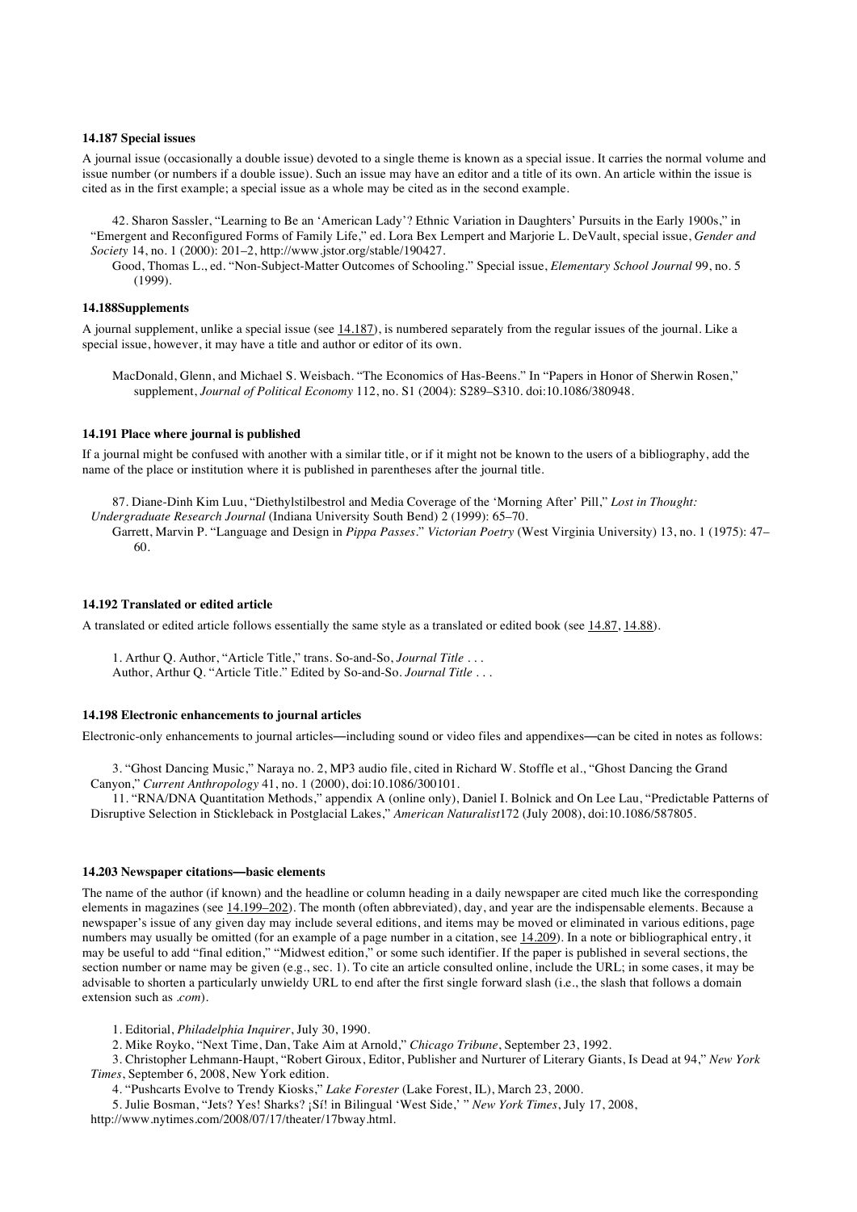#### 14.187 Special issues

A journal issue (occasionally a double issue) devoted to a single theme is known as a special issue. It carries the normal volume and issue number (or numbers if a double issue). Such an issue may have an editor and a title of its own. An article within the issue is cited as in the first example; a special issue as a whole may be cited as in the second example.

42. Sharon Sassler, "Learning to Be an 'American Lady'? Ethnic Variation in Daughters' Pursuits in the Early 1900s," in "Emergent and Reconfigured Forms of Family Life," ed. Lora Bex Lempert and Marjorie L. DeVault, special issue, *Gender and Society* 14, no. 1 (2000): 201–2, http://www.jstor.org/stable/190427.

Good, Thomas L., ed. "Non-Subject-Matter Outcomes of Schooling." Special issue, *Elementary School Journal* 99, no. 5 (1999).

#### 14.188Supplements

A journal supplement, unlike a special issue (see 14.187), is numbered separately from the regular issues of the journal. Like a special issue, however, it may have a title and author or editor of its own.

MacDonald, Glenn, and Michael S. Weisbach. "The Economics of Has-Beens." In "Papers in Honor of Sherwin Rosen," supplement, *Journal of Political Economy* 112, no. S1 (2004): S289–S310. doi:10.1086/380948.

#### 14.191 Place where journal is published

If a journal might be confused with another with a similar title, or if it might not be known to the users of a bibliography, add the name of the place or institution where it is published in parentheses after the journal title.

87. Diane-Dinh Kim Luu, "Diethylstilbestrol and Media Coverage of the 'Morning After' Pill," *Lost in Thought: Undergraduate Research Journal* (Indiana University South Bend) 2 (1999): 65–70.

Garrett, Marvin P. "Language and Design in *Pippa Passes*." *Victorian Poetry* (West Virginia University) 13, no. 1 (1975): 47–60.

#### 14.192 Translated or edited article

A translated or edited article follows essentially the same style as a translated or edited book (see 14.87, 14.88).

1. Arthur Q. Author, "Article Title," trans. So-and-So, *Journal Title* . . .

Author, Arthur Q. "Article Title." Edited by So-and-So. *Journal Title* . . .

#### 14.198 Electronic enhancements to journal articles

Electronic-only enhancements to journal articles—including sound or video files and appendixes—can be cited in notes as follows:

3. "Ghost Dancing Music," Naraya no. 2, MP3 audio file, cited in Richard W. Stoffle et al., "Ghost Dancing the Grand Canyon," *Current Anthropology* 41, no. 1 (2000), doi:10.1086/300101.

11. "RNA/DNA Quantitation Methods," appendix A (online only), Daniel I. Bolnick and On Lee Lau, "Predictable Patterns of Disruptive Selection in Stickleback in Postglacial Lakes," *American Naturalist*172 (July 2008), doi:10.1086/587805.

#### 14.203 Newspaper citations—basic elements

The name of the author (if known) and the headline or column heading in a daily newspaper are cited much like the corresponding elements in magazines (see 14.199–202). The month (often abbreviated), day, and year are the indispensable elements. Because a newspaper's issue of any given day may include several editions, and items may be moved or eliminated in various editions, page numbers may usually be omitted (for an example of a page number in a citation, see 14.209). In a note or bibliographical entry, it may be useful to add "final edition," "Midwest edition," or some such identifier. If the paper is published in several sections, the section number or name may be given (e.g., sec. 1). To cite an article consulted online, include the URL; in some cases, it may be advisable to shorten a particularly unwieldy URL to end after the first single forward slash (i.e., the slash that follows a domain extension such as *.com*).

1. Editorial, *Philadelphia Inquirer*, July 30, 1990.

2. Mike Royko, "Next Time, Dan, Take Aim at Arnold," *Chicago Tribune*, September 23, 1992.

3. Christopher Lehmann-Haupt, "Robert Giroux, Editor, Publisher and Nurturer of Literary Giants, Is Dead at 94," *New York Times*, September 6, 2008, New York edition.

4. "Pushcarts Evolve to Trendy Kiosks," *Lake Forester* (Lake Forest, IL), March 23, 2000.

5. Julie Bosman, "Jets? Yes! Sharks? ¡Sí! in Bilingual 'West Side,' " *New York Times*, July 17, 2008, http://www.nytimes.com/2008/07/17/theater/17bway.html.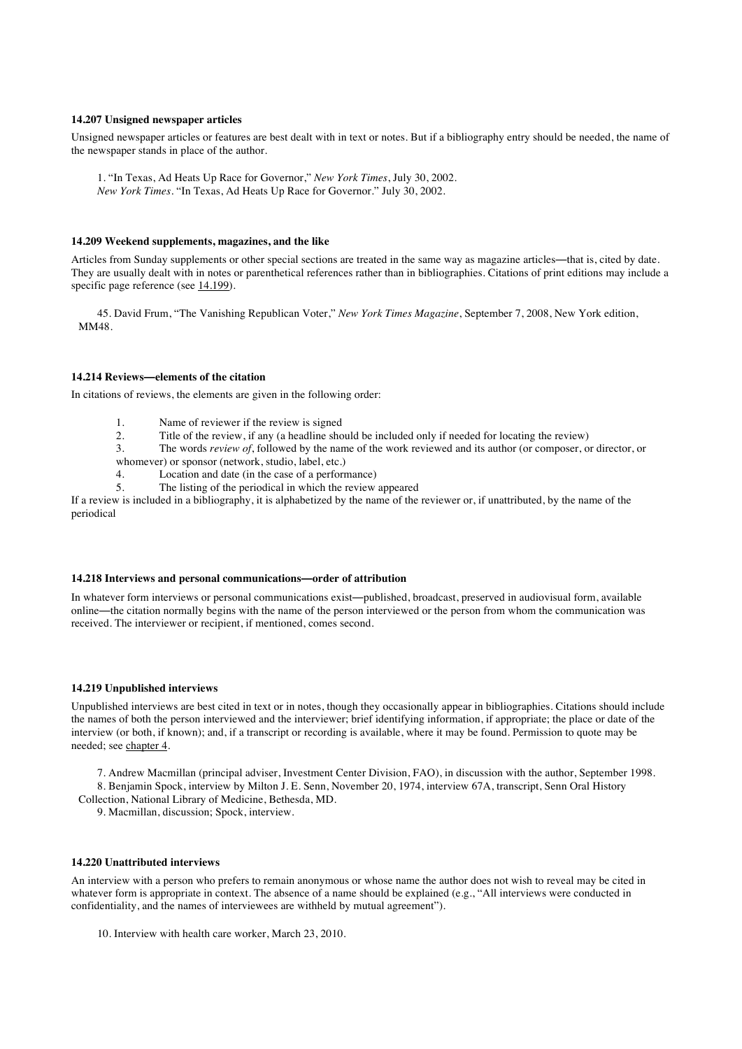### 14.207 Unsigned newspaper articles

Unsigned newspaper articles or features are best dealt with in text or notes. But if a bibliography entry should be needed, the name of the newspaper stands in place of the author.

1. "In Texas, Ad Heats Up Race for Governor," *New York Times*, July 30, 2002.
*New York Times*. "In Texas, Ad Heats Up Race for Governor." July 30, 2002.

### 14.209 Weekend supplements, magazines, and the like

Articles from Sunday supplements or other special sections are treated in the same way as magazine articles—that is, cited by date. They are usually dealt with in notes or parenthetical references rather than in bibliographies. Citations of print editions may include a specific page reference (see 14.199).

45. David Frum, "The Vanishing Republican Voter," *New York Times Magazine*, September 7, 2008, New York edition, MM48.

### 14.214 Reviews—elements of the citation

In citations of reviews, the elements are given in the following order:

1. Name of reviewer if the review is signed
2. Title of the review, if any (a headline should be included only if needed for locating the review)
3. The words *review of*, followed by the name of the work reviewed and its author (or composer, or director, or whomever) or sponsor (network, studio, label, etc.)
4. Location and date (in the case of a performance)
5. The listing of the periodical in which the review appeared

If a review is included in a bibliography, it is alphabetized by the name of the reviewer or, if unattributed, by the name of the periodical

### 14.218 Interviews and personal communications—order of attribution

In whatever form interviews or personal communications exist—published, broadcast, preserved in audiovisual form, available online—the citation normally begins with the name of the person interviewed or the person from whom the communication was received. The interviewer or recipient, if mentioned, comes second.

### 14.219 Unpublished interviews

Unpublished interviews are best cited in text or in notes, though they occasionally appear in bibliographies. Citations should include the names of both the person interviewed and the interviewer; brief identifying information, if appropriate; the place or date of the interview (or both, if known); and, if a transcript or recording is available, where it may be found. Permission to quote may be needed; see chapter 4.

7. Andrew Macmillan (principal adviser, Investment Center Division, FAO), in discussion with the author, September 1998.
8. Benjamin Spock, interview by Milton J. E. Senn, November 20, 1974, interview 67A, transcript, Senn Oral History Collection, National Library of Medicine, Bethesda, MD.
9. Macmillan, discussion; Spock, interview.

### 14.220 Unattributed interviews

An interview with a person who prefers to remain anonymous or whose name the author does not wish to reveal may be cited in whatever form is appropriate in context. The absence of a name should be explained (e.g., "All interviews were conducted in confidentiality, and the names of interviewees are withheld by mutual agreement").

10. Interview with health care worker, March 23, 2010.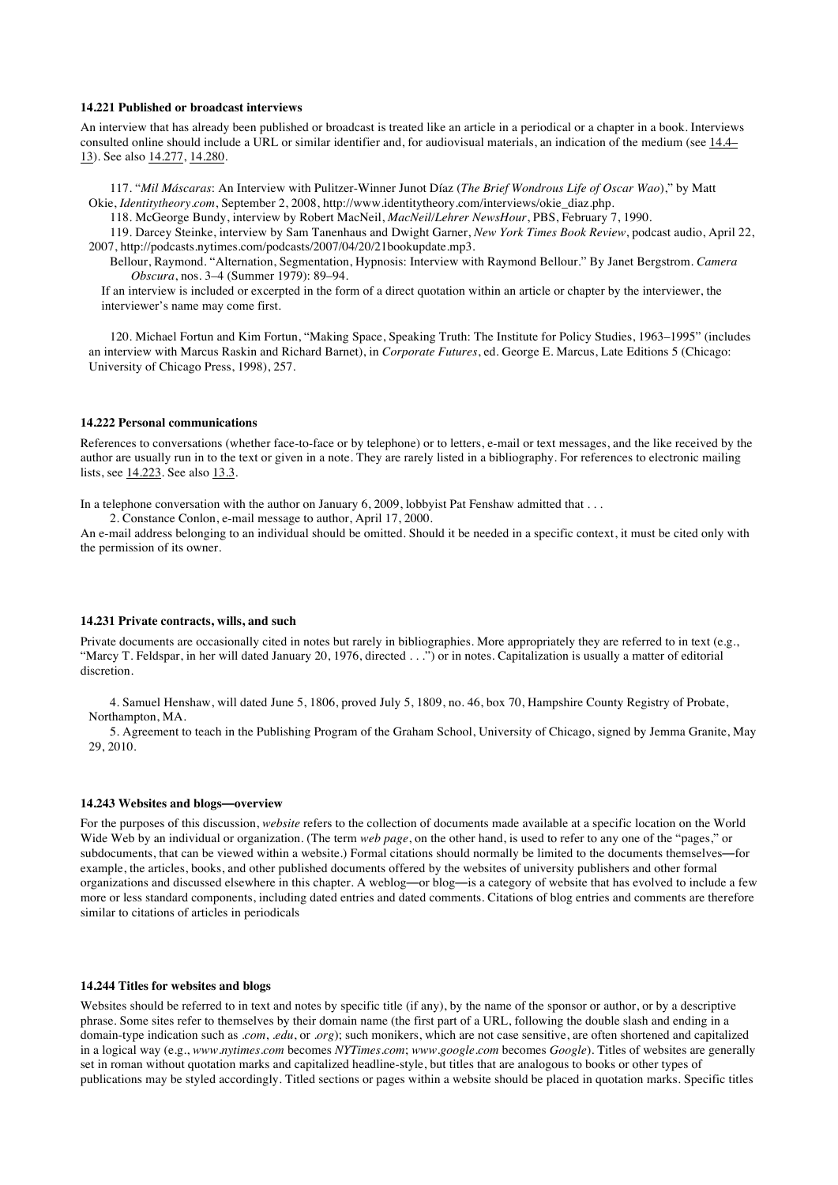#### 14.221 Published or broadcast interviews

An interview that has already been published or broadcast is treated like an article in a periodical or a chapter in a book. Interviews consulted online should include a URL or similar identifier and, for audiovisual materials, an indication of the medium (see 14.4–13). See also 14.277, 14.280.

117. "*Mil Máscaras*: An Interview with Pulitzer-Winner Junot Díaz (*The Brief Wondrous Life of Oscar Wao*)," by Matt Okie, *Identitytheory.com*, September 2, 2008, http://www.identitytheory.com/interviews/okie_diaz.php.

118. McGeorge Bundy, interview by Robert MacNeil, *MacNeil/Lehrer NewsHour*, PBS, February 7, 1990.

119. Darcey Steinke, interview by Sam Tanenhaus and Dwight Garner, *New York Times Book Review*, podcast audio, April 22, 2007, http://podcasts.nytimes.com/podcasts/2007/04/20/21bookupdate.mp3.

Bellour, Raymond. "Alternation, Segmentation, Hypnosis: Interview with Raymond Bellour." By Janet Bergstrom. *Camera Obscura*, nos. 3–4 (Summer 1979): 89–94.

If an interview is included or excerpted in the form of a direct quotation within an article or chapter by the interviewer, the interviewer's name may come first.

120. Michael Fortun and Kim Fortun, "Making Space, Speaking Truth: The Institute for Policy Studies, 1963–1995" (includes an interview with Marcus Raskin and Richard Barnet), in *Corporate Futures*, ed. George E. Marcus, Late Editions 5 (Chicago: University of Chicago Press, 1998), 257.

#### 14.222 Personal communications

References to conversations (whether face-to-face or by telephone) or to letters, e-mail or text messages, and the like received by the author are usually run in to the text or given in a note. They are rarely listed in a bibliography. For references to electronic mailing lists, see 14.223. See also 13.3.

In a telephone conversation with the author on January 6, 2009, lobbyist Pat Fenshaw admitted that . . .

2. Constance Conlon, e-mail message to author, April 17, 2000.

An e-mail address belonging to an individual should be omitted. Should it be needed in a specific context, it must be cited only with the permission of its owner.

#### 14.231 Private contracts, wills, and such

Private documents are occasionally cited in notes but rarely in bibliographies. More appropriately they are referred to in text (e.g., "Marcy T. Feldspar, in her will dated January 20, 1976, directed . . .") or in notes. Capitalization is usually a matter of editorial discretion.

4. Samuel Henshaw, will dated June 5, 1806, proved July 5, 1809, no. 46, box 70, Hampshire County Registry of Probate, Northampton, MA.

5. Agreement to teach in the Publishing Program of the Graham School, University of Chicago, signed by Jemma Granite, May 29, 2010.

#### 14.243 Websites and blogs—overview

For the purposes of this discussion, *website* refers to the collection of documents made available at a specific location on the World Wide Web by an individual or organization. (The term *web page*, on the other hand, is used to refer to any one of the "pages," or subdocuments, that can be viewed within a website.) Formal citations should normally be limited to the documents themselves—for example, the articles, books, and other published documents offered by the websites of university publishers and other formal organizations and discussed elsewhere in this chapter. A weblog—or blog—is a category of website that has evolved to include a few more or less standard components, including dated entries and dated comments. Citations of blog entries and comments are therefore similar to citations of articles in periodicals

#### 14.244 Titles for websites and blogs

Websites should be referred to in text and notes by specific title (if any), by the name of the sponsor or author, or by a descriptive phrase. Some sites refer to themselves by their domain name (the first part of a URL, following the double slash and ending in a domain-type indication such as *.com*, *.edu*, or *.org*); such monikers, which are not case sensitive, are often shortened and capitalized in a logical way (e.g., *www.nytimes.com* becomes *NYTimes.com*; *www.google.com* becomes *Google*). Titles of websites are generally set in roman without quotation marks and capitalized headline-style, but titles that are analogous to books or other types of publications may be styled accordingly. Titled sections or pages within a website should be placed in quotation marks. Specific titles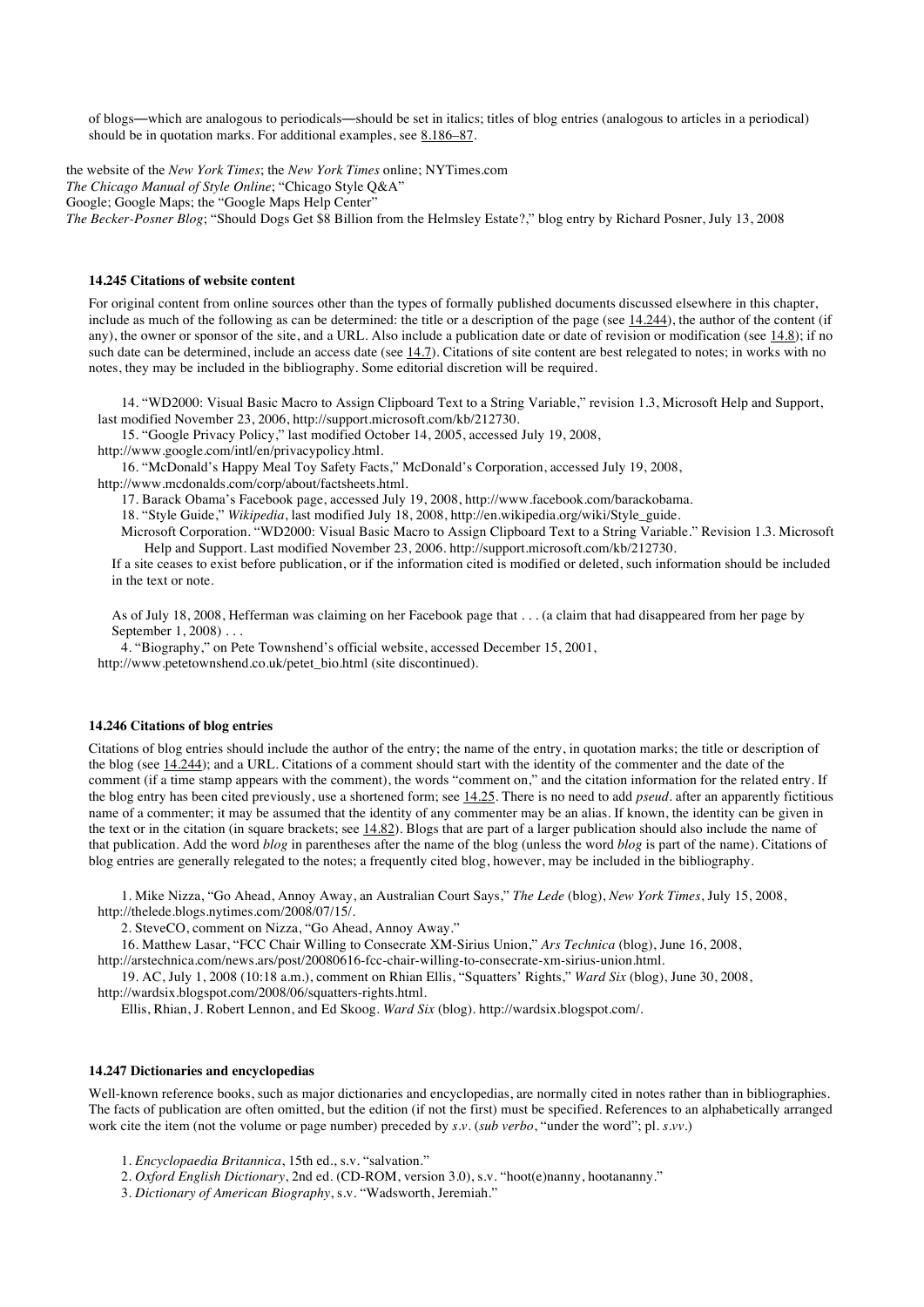of blogs—which are analogous to periodicals—should be set in italics; titles of blog entries (analogous to articles in a periodical) should be in quotation marks. For additional examples, see 8.186–87.

the website of the *New York Times*; the *New York Times* online; NYTimes.com
*The Chicago Manual of Style Online*; "Chicago Style Q&A"
Google; Google Maps; the "Google Maps Help Center"
*The Becker-Posner Blog*; "Should Dogs Get $8 Billion from the Helmsley Estate?," blog entry by Richard Posner, July 13, 2008

#### 14.245 Citations of website content

For original content from online sources other than the types of formally published documents discussed elsewhere in this chapter, include as much of the following as can be determined: the title or a description of the page (see 14.244), the author of the content (if any), the owner or sponsor of the site, and a URL. Also include a publication date or date of revision or modification (see 14.8); if no such date can be determined, include an access date (see 14.7). Citations of site content are best relegated to notes; in works with no notes, they may be included in the bibliography. Some editorial discretion will be required.

14. "WD2000: Visual Basic Macro to Assign Clipboard Text to a String Variable," revision 1.3, Microsoft Help and Support, last modified November 23, 2006, http://support.microsoft.com/kb/212730.

15. "Google Privacy Policy," last modified October 14, 2005, accessed July 19, 2008, http://www.google.com/intl/en/privacypolicy.html.

16. "McDonald's Happy Meal Toy Safety Facts," McDonald's Corporation, accessed July 19, 2008, http://www.mcdonalds.com/corp/about/factsheets.html.

17. Barack Obama's Facebook page, accessed July 19, 2008, http://www.facebook.com/barackobama.

18. "Style Guide," *Wikipedia*, last modified July 18, 2008, http://en.wikipedia.org/wiki/Style_guide.

Microsoft Corporation. "WD2000: Visual Basic Macro to Assign Clipboard Text to a String Variable." Revision 1.3. Microsoft Help and Support. Last modified November 23, 2006. http://support.microsoft.com/kb/212730.

If a site ceases to exist before publication, or if the information cited is modified or deleted, such information should be included in the text or note.

As of July 18, 2008, Hefferman was claiming on her Facebook page that . . . (a claim that had disappeared from her page by September 1, 2008) . . .

4. "Biography," on Pete Townshend's official website, accessed December 15, 2001, http://www.petetownshend.co.uk/petet_bio.html (site discontinued).

#### 14.246 Citations of blog entries

Citations of blog entries should include the author of the entry; the name of the entry, in quotation marks; the title or description of the blog (see 14.244); and a URL. Citations of a comment should start with the identity of the commenter and the date of the comment (if a time stamp appears with the comment), the words "comment on," and the citation information for the related entry. If the blog entry has been cited previously, use a shortened form; see 14.25. There is no need to add *pseud.* after an apparently fictitious name of a commenter; it may be assumed that the identity of any commenter may be an alias. If known, the identity can be given in the text or in the citation (in square brackets; see 14.82). Blogs that are part of a larger publication should also include the name of that publication. Add the word *blog* in parentheses after the name of the blog (unless the word *blog* is part of the name). Citations of blog entries are generally relegated to the notes; a frequently cited blog, however, may be included in the bibliography.

1. Mike Nizza, "Go Ahead, Annoy Away, an Australian Court Says," *The Lede* (blog), *New York Times*, July 15, 2008, http://thelede.blogs.nytimes.com/2008/07/15/.

2. SteveCO, comment on Nizza, "Go Ahead, Annoy Away."

16. Matthew Lasar, "FCC Chair Willing to Consecrate XM-Sirius Union," *Ars Technica* (blog), June 16, 2008, http://arstechnica.com/news.ars/post/20080616-fcc-chair-willing-to-consecrate-xm-sirius-union.html.

19. AC, July 1, 2008 (10:18 a.m.), comment on Rhian Ellis, "Squatters' Rights," *Ward Six* (blog), June 30, 2008, http://wardsix.blogspot.com/2008/06/squatters-rights.html.

Ellis, Rhian, J. Robert Lennon, and Ed Skoog. *Ward Six* (blog). http://wardsix.blogspot.com/.

#### 14.247 Dictionaries and encyclopedias

Well-known reference books, such as major dictionaries and encyclopedias, are normally cited in notes rather than in bibliographies. The facts of publication are often omitted, but the edition (if not the first) must be specified. References to an alphabetically arranged work cite the item (not the volume or page number) preceded by *s.v.* (*sub verbo*, "under the word"; pl. *s.vv.*)

1. *Encyclopaedia Britannica*, 15th ed., s.v. "salvation."

2. *Oxford English Dictionary*, 2nd ed. (CD-ROM, version 3.0), s.v. "hoot(e)nanny, hootananny."

3. *Dictionary of American Biography*, s.v. "Wadsworth, Jeremiah."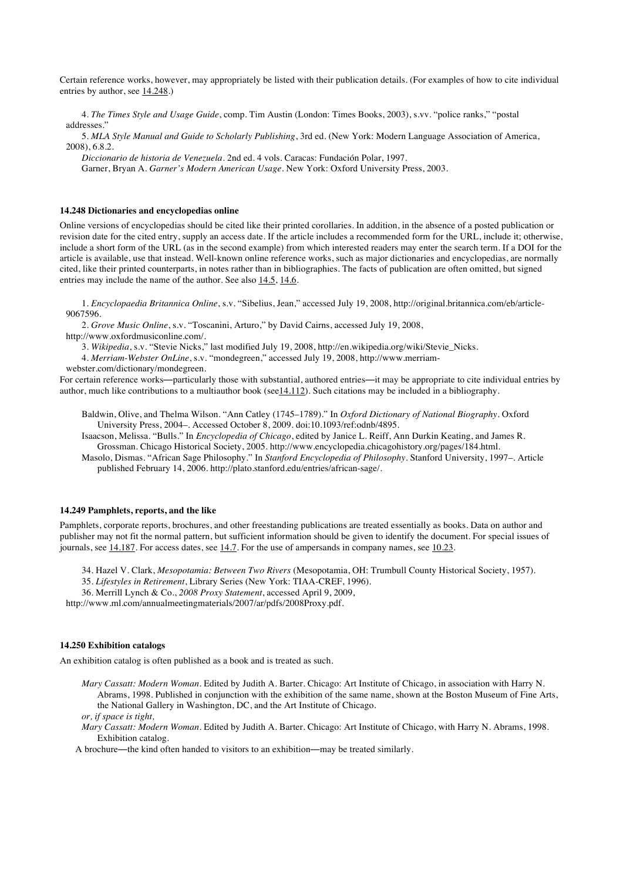Certain reference works, however, may appropriately be listed with their publication details. (For examples of how to cite individual entries by author, see 14.248.)

4. *The Times Style and Usage Guide*, comp. Tim Austin (London: Times Books, 2003), s.vv. "police ranks," "postal addresses."

5. *MLA Style Manual and Guide to Scholarly Publishing*, 3rd ed. (New York: Modern Language Association of America, 2008), 6.8.2.

*Diccionario de historia de Venezuela*. 2nd ed. 4 vols. Caracas: Fundación Polar, 1997.

Garner, Bryan A. *Garner's Modern American Usage*. New York: Oxford University Press, 2003.

#### 14.248 Dictionaries and encyclopedias online

Online versions of encyclopedias should be cited like their printed corollaries. In addition, in the absence of a posted publication or revision date for the cited entry, supply an access date. If the article includes a recommended form for the URL, include it; otherwise, include a short form of the URL (as in the second example) from which interested readers may enter the search term. If a DOI for the article is available, use that instead. Well-known online reference works, such as major dictionaries and encyclopedias, are normally cited, like their printed counterparts, in notes rather than in bibliographies. The facts of publication are often omitted, but signed entries may include the name of the author. See also 14.5, 14.6.

1. *Encyclopaedia Britannica Online*, s.v. "Sibelius, Jean," accessed July 19, 2008, http://original.britannica.com/eb/article-9067596.

2. *Grove Music Online*, s.v. "Toscanini, Arturo," by David Cairns, accessed July 19, 2008, http://www.oxfordmusiconline.com/.

3. *Wikipedia*, s.v. "Stevie Nicks," last modified July 19, 2008, http://en.wikipedia.org/wiki/Stevie_Nicks.

4. *Merriam-Webster OnLine*, s.v. "mondegreen," accessed July 19, 2008, http://www.merriam-webster.com/dictionary/mondegreen.

For certain reference works—particularly those with substantial, authored entries—it may be appropriate to cite individual entries by author, much like contributions to a multiauthor book (see14.112). Such citations may be included in a bibliography.

Baldwin, Olive, and Thelma Wilson. "Ann Catley (1745–1789)." In *Oxford Dictionary of National Biography*. Oxford University Press, 2004–. Accessed October 8, 2009. doi:10.1093/ref:odnb/4895.

Isaacson, Melissa. "Bulls." In *Encyclopedia of Chicago*, edited by Janice L. Reiff, Ann Durkin Keating, and James R. Grossman. Chicago Historical Society, 2005. http://www.encyclopedia.chicagohistory.org/pages/184.html.

Masolo, Dismas. "African Sage Philosophy." In *Stanford Encyclopedia of Philosophy*. Stanford University, 1997–. Article published February 14, 2006. http://plato.stanford.edu/entries/african-sage/.

#### 14.249 Pamphlets, reports, and the like

Pamphlets, corporate reports, brochures, and other freestanding publications are treated essentially as books. Data on author and publisher may not fit the normal pattern, but sufficient information should be given to identify the document. For special issues of journals, see 14.187. For access dates, see 14.7. For the use of ampersands in company names, see 10.23.

34. Hazel V. Clark, *Mesopotamia: Between Two Rivers* (Mesopotamia, OH: Trumbull County Historical Society, 1957).

35. *Lifestyles in Retirement*, Library Series (New York: TIAA-CREF, 1996).

36. Merrill Lynch & Co., *2008 Proxy Statement*, accessed April 9, 2009, http://www.ml.com/annualmeetingmaterials/2007/ar/pdfs/2008Proxy.pdf.

#### 14.250 Exhibition catalogs

An exhibition catalog is often published as a book and is treated as such.

*Mary Cassatt: Modern Woman*. Edited by Judith A. Barter. Chicago: Art Institute of Chicago, in association with Harry N. Abrams, 1998. Published in conjunction with the exhibition of the same name, shown at the Boston Museum of Fine Arts, the National Gallery in Washington, DC, and the Art Institute of Chicago.

*or, if space is tight,*

*Mary Cassatt: Modern Woman*. Edited by Judith A. Barter. Chicago: Art Institute of Chicago, with Harry N. Abrams, 1998. Exhibition catalog.

A brochure—the kind often handed to visitors to an exhibition—may be treated similarly.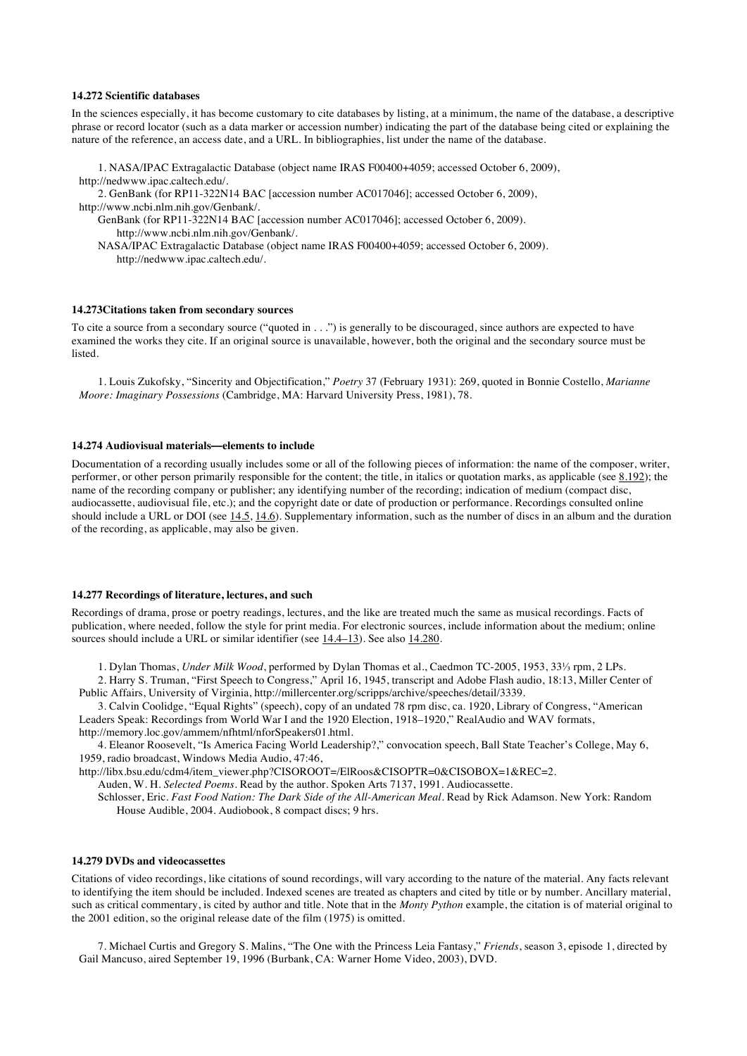### 14.272 Scientific databases

In the sciences especially, it has become customary to cite databases by listing, at a minimum, the name of the database, a descriptive phrase or record locator (such as a data marker or accession number) indicating the part of the database being cited or explaining the nature of the reference, an access date, and a URL. In bibliographies, list under the name of the database.

1. NASA/IPAC Extragalactic Database (object name IRAS F00400+4059; accessed October 6, 2009), http://nedwww.ipac.caltech.edu/.
2. GenBank (for RP11-322N14 BAC [accession number AC017046]; accessed October 6, 2009), http://www.ncbi.nlm.nih.gov/Genbank/.

GenBank (for RP11-322N14 BAC [accession number AC017046]; accessed October 6, 2009). http://www.ncbi.nlm.nih.gov/Genbank/.

NASA/IPAC Extragalactic Database (object name IRAS F00400+4059; accessed October 6, 2009). http://nedwww.ipac.caltech.edu/.

### 14.273Citations taken from secondary sources

To cite a source from a secondary source ("quoted in . . .") is generally to be discouraged, since authors are expected to have examined the works they cite. If an original source is unavailable, however, both the original and the secondary source must be listed.

1. Louis Zukofsky, "Sincerity and Objectification," *Poetry* 37 (February 1931): 269, quoted in Bonnie Costello, *Marianne Moore: Imaginary Possessions* (Cambridge, MA: Harvard University Press, 1981), 78.

### 14.274 Audiovisual materials—elements to include

Documentation of a recording usually includes some or all of the following pieces of information: the name of the composer, writer, performer, or other person primarily responsible for the content; the title, in italics or quotation marks, as applicable (see 8.192); the name of the recording company or publisher; any identifying number of the recording; indication of medium (compact disc, audiocassette, audiovisual file, etc.); and the copyright date or date of production or performance. Recordings consulted online should include a URL or DOI (see 14.5, 14.6). Supplementary information, such as the number of discs in an album and the duration of the recording, as applicable, may also be given.

### 14.277 Recordings of literature, lectures, and such

Recordings of drama, prose or poetry readings, lectures, and the like are treated much the same as musical recordings. Facts of publication, where needed, follow the style for print media. For electronic sources, include information about the medium; online sources should include a URL or similar identifier (see 14.4–13). See also 14.280.

1. Dylan Thomas, *Under Milk Wood*, performed by Dylan Thomas et al., Caedmon TC-2005, 1953, 33⅓ rpm, 2 LPs.
2. Harry S. Truman, "First Speech to Congress," April 16, 1945, transcript and Adobe Flash audio, 18:13, Miller Center of Public Affairs, University of Virginia, http://millercenter.org/scripps/archive/speeches/detail/3339.
3. Calvin Coolidge, "Equal Rights" (speech), copy of an undated 78 rpm disc, ca. 1920, Library of Congress, "American Leaders Speak: Recordings from World War I and the 1920 Election, 1918–1920," RealAudio and WAV formats, http://memory.loc.gov/ammem/nfhtml/nforSpeakers01.html.
4. Eleanor Roosevelt, "Is America Facing World Leadership?," convocation speech, Ball State Teacher's College, May 6, 1959, radio broadcast, Windows Media Audio, 47:46, http://libx.bsu.edu/cdm4/item_viewer.php?CISOROOT=/ElRoos&CISOPTR=0&CISOBOX=1&REC=2.

Auden, W. H. *Selected Poems*. Read by the author. Spoken Arts 7137, 1991. Audiocassette.

Schlosser, Eric. *Fast Food Nation: The Dark Side of the All-American Meal*. Read by Rick Adamson. New York: Random House Audible, 2004. Audiobook, 8 compact discs; 9 hrs.

### 14.279 DVDs and videocassettes

Citations of video recordings, like citations of sound recordings, will vary according to the nature of the material. Any facts relevant to identifying the item should be included. Indexed scenes are treated as chapters and cited by title or by number. Ancillary material, such as critical commentary, is cited by author and title. Note that in the *Monty Python* example, the citation is of material original to the 2001 edition, so the original release date of the film (1975) is omitted.

7. Michael Curtis and Gregory S. Malins, "The One with the Princess Leia Fantasy," *Friends*, season 3, episode 1, directed by Gail Mancuso, aired September 19, 1996 (Burbank, CA: Warner Home Video, 2003), DVD.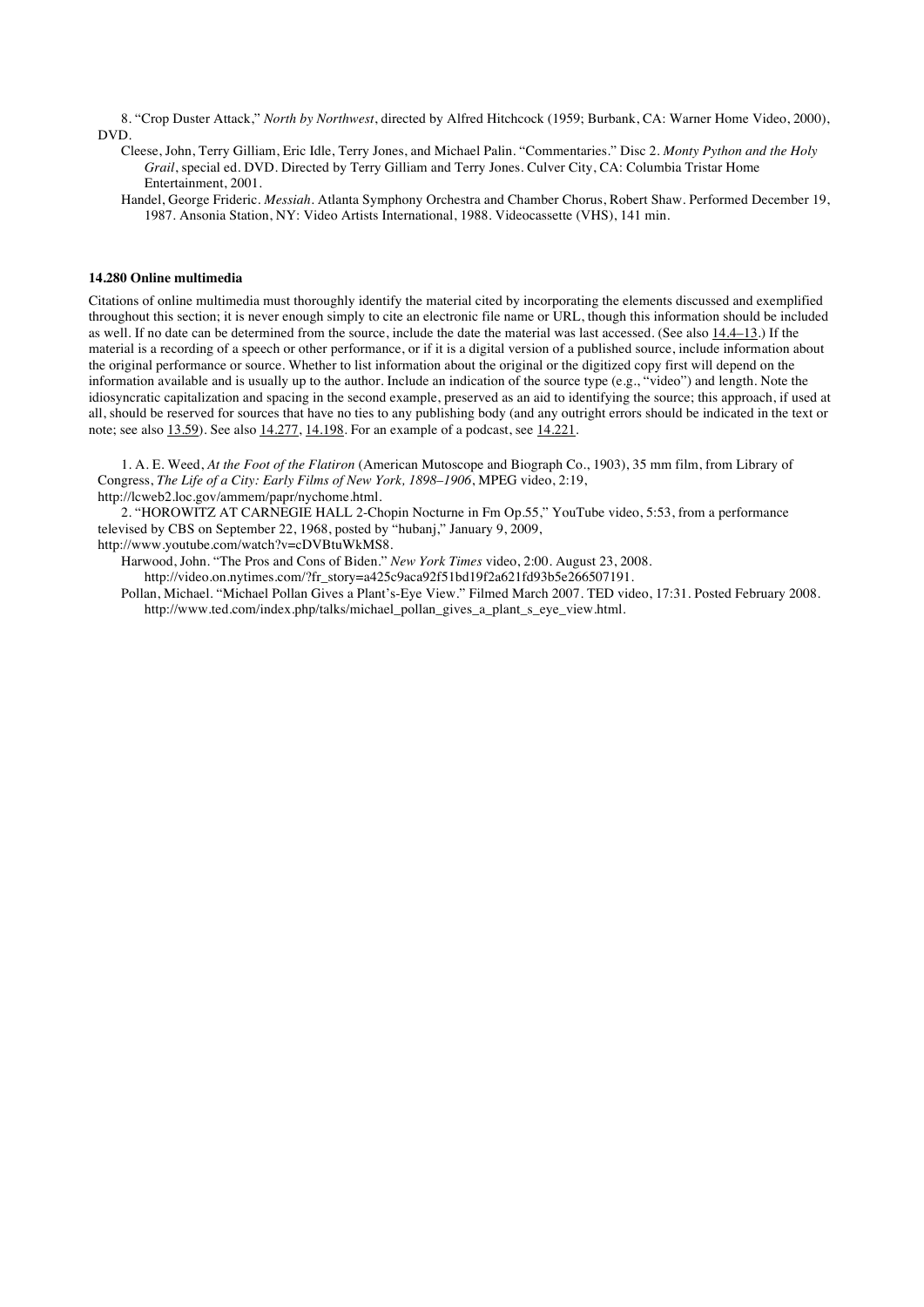8. “Crop Duster Attack,” *North by Northwest*, directed by Alfred Hitchcock (1959; Burbank, CA: Warner Home Video, 2000), DVD.

Cleese, John, Terry Gilliam, Eric Idle, Terry Jones, and Michael Palin. “Commentaries.” Disc 2. *Monty Python and the Holy Grail*, special ed. DVD. Directed by Terry Gilliam and Terry Jones. Culver City, CA: Columbia Tristar Home Entertainment, 2001.

Handel, George Frideric. *Messiah*. Atlanta Symphony Orchestra and Chamber Chorus, Robert Shaw. Performed December 19, 1987. Ansonia Station, NY: Video Artists International, 1988. Videocassette (VHS), 141 min.

**14.280 Online multimedia**

Citations of online multimedia must thoroughly identify the material cited by incorporating the elements discussed and exemplified throughout this section; it is never enough simply to cite an electronic file name or URL, though this information should be included as well. If no date can be determined from the source, include the date the material was last accessed. (See also 14.4–13.) If the material is a recording of a speech or other performance, or if it is a digital version of a published source, include information about the original performance or source. Whether to list information about the original or the digitized copy first will depend on the information available and is usually up to the author. Include an indication of the source type (e.g., “video”) and length. Note the idiosyncratic capitalization and spacing in the second example, preserved as an aid to identifying the source; this approach, if used at all, should be reserved for sources that have no ties to any publishing body (and any outright errors should be indicated in the text or note; see also 13.59). See also 14.277, 14.198. For an example of a podcast, see 14.221.

1. A. E. Weed, *At the Foot of the Flatiron* (American Mutoscope and Biograph Co., 1903), 35 mm film, from Library of Congress, *The Life of a City: Early Films of New York, 1898–1906*, MPEG video, 2:19, http://lcweb2.loc.gov/ammem/papr/nychome.html.

2. “HOROWITZ AT CARNEGIE HALL 2-Chopin Nocturne in Fm Op.55,” YouTube video, 5:53, from a performance televised by CBS on September 22, 1968, posted by “hubanj,” January 9, 2009, http://www.youtube.com/watch?v=cDVBtuWkMS8.

Harwood, John. “The Pros and Cons of Biden.” *New York Times* video, 2:00. August 23, 2008. http://video.on.nytimes.com/?fr_story=a425c9aca92f51bd19f2a621fd93b5e266507191.

Pollan, Michael. “Michael Pollan Gives a Plant’s-Eye View.” Filmed March 2007. TED video, 17:31. Posted February 2008. http://www.ted.com/index.php/talks/michael_pollan_gives_a_plant_s_eye_view.html.